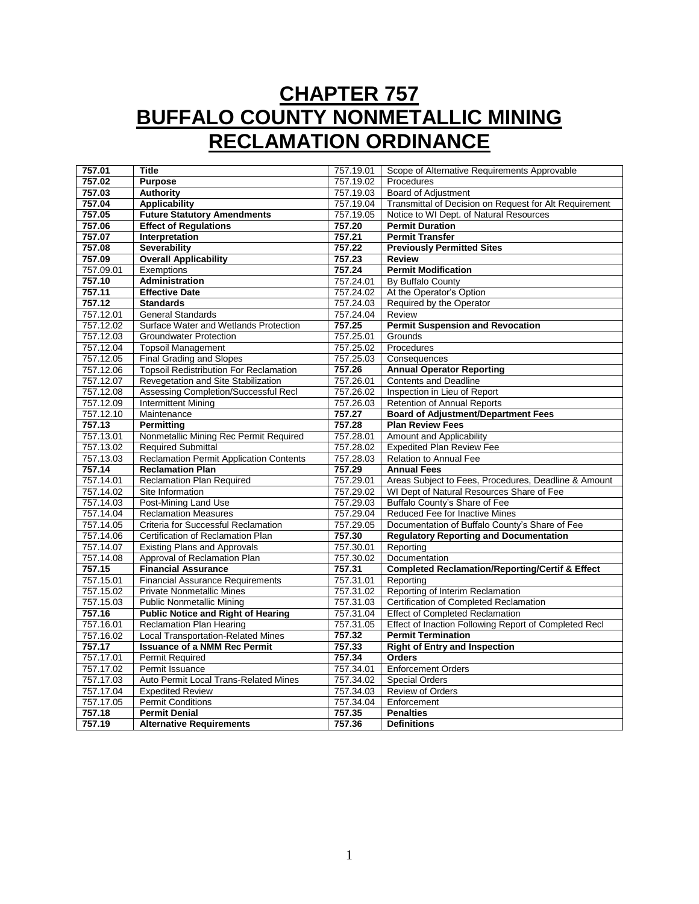# CHAPTER 757
# BUFFALO COUNTY NONMETALLIC MINING RECLAMATION ORDINANCE

| | | | |
|---|---|---|---|
| **757.01** | **Title** | 757.19.01 | Scope of Alternative Requirements Approvable |
| **757.02** | **Purpose** | 757.19.02 | Procedures |
| **757.03** | **Authority** | 757.19.03 | Board of Adjustment |
| **757.04** | **Applicability** | 757.19.04 | Transmittal of Decision on Request for Alt Requirement |
| **757.05** | **Future Statutory Amendments** | 757.19.05 | Notice to WI Dept. of Natural Resources |
| **757.06** | **Effect of Regulations** | **757.20** | **Permit Duration** |
| **757.07** | **Interpretation** | **757.21** | **Permit Transfer** |
| **757.08** | **Severability** | **757.22** | **Previously Permitted Sites** |
| **757.09** | **Overall Applicability** | **757.23** | **Review** |
| 757.09.01 | Exemptions | **757.24** | **Permit Modification** |
| **757.10** | **Administration** | 757.24.01 | By Buffalo County |
| **757.11** | **Effective Date** | 757.24.02 | At the Operator's Option |
| **757.12** | **Standards** | 757.24.03 | Required by the Operator |
| 757.12.01 | General Standards | 757.24.04 | Review |
| 757.12.02 | Surface Water and Wetlands Protection | **757.25** | **Permit Suspension and Revocation** |
| 757.12.03 | Groundwater Protection | 757.25.01 | Grounds |
| 757.12.04 | Topsoil Management | 757.25.02 | Procedures |
| 757.12.05 | Final Grading and Slopes | 757.25.03 | Consequences |
| 757.12.06 | Topsoil Redistribution For Reclamation | **757.26** | **Annual Operator Reporting** |
| 757.12.07 | Revegetation and Site Stabilization | 757.26.01 | Contents and Deadline |
| 757.12.08 | Assessing Completion/Successful Recl | 757.26.02 | Inspection in Lieu of Report |
| 757.12.09 | Intermittent Mining | 757.26.03 | Retention of Annual Reports |
| 757.12.10 | Maintenance | **757.27** | **Board of Adjustment/Department Fees** |
| **757.13** | **Permitting** | **757.28** | **Plan Review Fees** |
| 757.13.01 | Nonmetallic Mining Rec Permit Required | 757.28.01 | Amount and Applicability |
| 757.13.02 | Required Submittal | 757.28.02 | Expedited Plan Review Fee |
| 757.13.03 | Reclamation Permit Application Contents | 757.28.03 | Relation to Annual Fee |
| **757.14** | **Reclamation Plan** | **757.29** | **Annual Fees** |
| 757.14.01 | Reclamation Plan Required | 757.29.01 | Areas Subject to Fees, Procedures, Deadline & Amount |
| 757.14.02 | Site Information | 757.29.02 | WI Dept of Natural Resources Share of Fee |
| 757.14.03 | Post-Mining Land Use | 757.29.03 | Buffalo County's Share of Fee |
| 757.14.04 | Reclamation Measures | 757.29.04 | Reduced Fee for Inactive Mines |
| 757.14.05 | Criteria for Successful Reclamation | 757.29.05 | Documentation of Buffalo County's Share of Fee |
| 757.14.06 | Certification of Reclamation Plan | **757.30** | **Regulatory Reporting and Documentation** |
| 757.14.07 | Existing Plans and Approvals | 757.30.01 | Reporting |
| 757.14.08 | Approval of Reclamation Plan | 757.30.02 | Documentation |
| **757.15** | **Financial Assurance** | **757.31** | **Completed Reclamation/Reporting/Certif & Effect** |
| 757.15.01 | Financial Assurance Requirements | 757.31.01 | Reporting |
| 757.15.02 | Private Nonmetallic Mines | 757.31.02 | Reporting of Interim Reclamation |
| 757.15.03 | Public Nonmetallic Mining | 757.31.03 | Certification of Completed Reclamation |
| **757.16** | **Public Notice and Right of Hearing** | 757.31.04 | Effect of Completed Reclamation |
| 757.16.01 | Reclamation Plan Hearing | 757.31.05 | Effect of Inaction Following Report of Completed Recl |
| 757.16.02 | Local Transportation-Related Mines | **757.32** | **Permit Termination** |
| **757.17** | **Issuance of a NMM Rec Permit** | **757.33** | **Right of Entry and Inspection** |
| 757.17.01 | Permit Required | **757.34** | **Orders** |
| 757.17.02 | Permit Issuance | 757.34.01 | Enforcement Orders |
| 757.17.03 | Auto Permit Local Trans-Related Mines | 757.34.02 | Special Orders |
| 757.17.04 | Expedited Review | 757.34.03 | Review of Orders |
| 757.17.05 | Permit Conditions | 757.34.04 | Enforcement |
| **757.18** | **Permit Denial** | **757.35** | **Penalties** |
| **757.19** | **Alternative Requirements** | **757.36** | **Definitions** |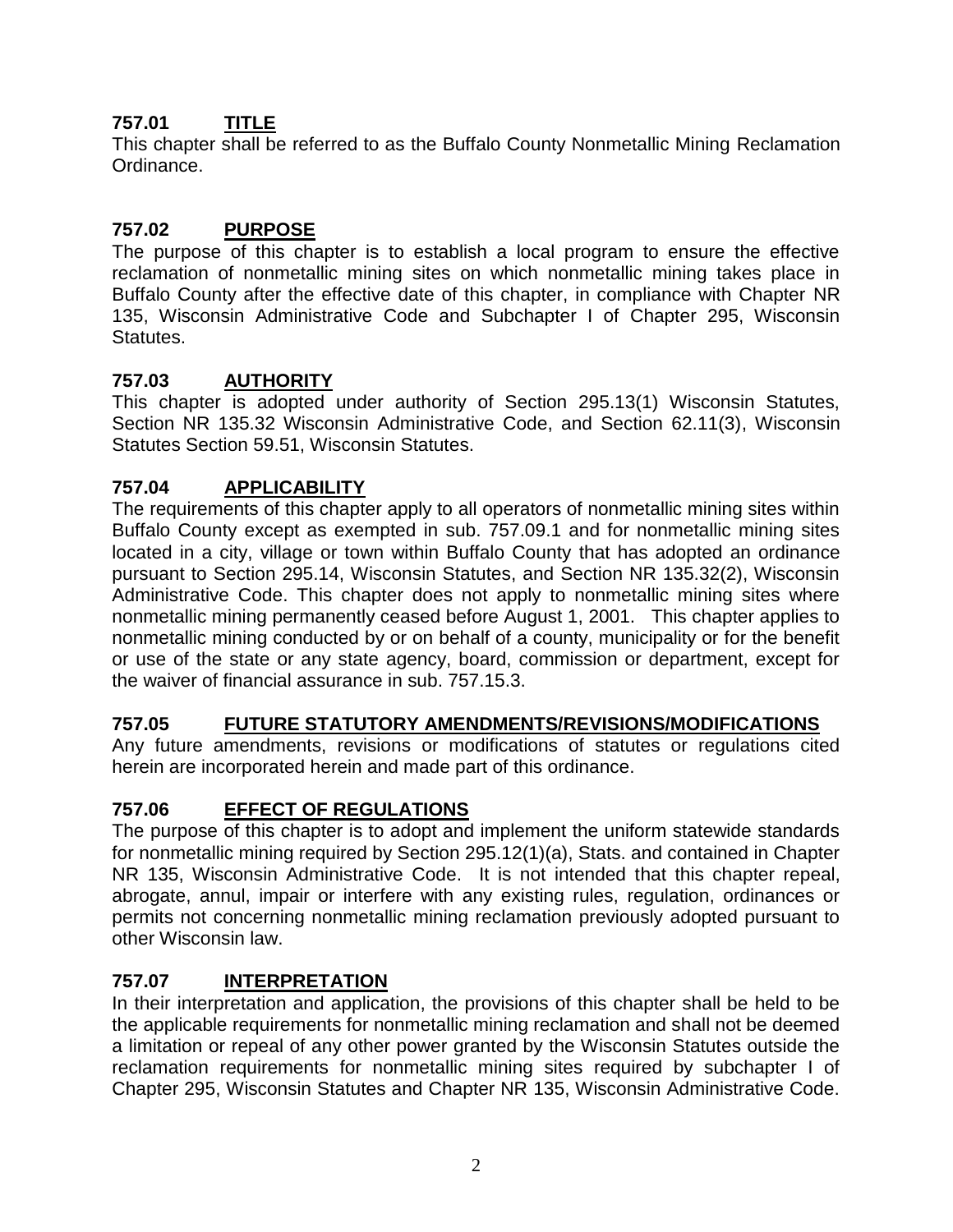## 757.01 TITLE

This chapter shall be referred to as the Buffalo County Nonmetallic Mining Reclamation Ordinance.

## 757.02 PURPOSE

The purpose of this chapter is to establish a local program to ensure the effective reclamation of nonmetallic mining sites on which nonmetallic mining takes place in Buffalo County after the effective date of this chapter, in compliance with Chapter NR 135, Wisconsin Administrative Code and Subchapter I of Chapter 295, Wisconsin Statutes.

## 757.03 AUTHORITY

This chapter is adopted under authority of Section 295.13(1) Wisconsin Statutes, Section NR 135.32 Wisconsin Administrative Code, and Section 62.11(3), Wisconsin Statutes Section 59.51, Wisconsin Statutes.

## 757.04 APPLICABILITY

The requirements of this chapter apply to all operators of nonmetallic mining sites within Buffalo County except as exempted in sub. 757.09.1 and for nonmetallic mining sites located in a city, village or town within Buffalo County that has adopted an ordinance pursuant to Section 295.14, Wisconsin Statutes, and Section NR 135.32(2), Wisconsin Administrative Code. This chapter does not apply to nonmetallic mining sites where nonmetallic mining permanently ceased before August 1, 2001. This chapter applies to nonmetallic mining conducted by or on behalf of a county, municipality or for the benefit or use of the state or any state agency, board, commission or department, except for the waiver of financial assurance in sub. 757.15.3.

## 757.05 FUTURE STATUTORY AMENDMENTS/REVISIONS/MODIFICATIONS

Any future amendments, revisions or modifications of statutes or regulations cited herein are incorporated herein and made part of this ordinance.

## 757.06 EFFECT OF REGULATIONS

The purpose of this chapter is to adopt and implement the uniform statewide standards for nonmetallic mining required by Section 295.12(1)(a), Stats. and contained in Chapter NR 135, Wisconsin Administrative Code. It is not intended that this chapter repeal, abrogate, annul, impair or interfere with any existing rules, regulation, ordinances or permits not concerning nonmetallic mining reclamation previously adopted pursuant to other Wisconsin law.

## 757.07 INTERPRETATION

In their interpretation and application, the provisions of this chapter shall be held to be the applicable requirements for nonmetallic mining reclamation and shall not be deemed a limitation or repeal of any other power granted by the Wisconsin Statutes outside the reclamation requirements for nonmetallic mining sites required by subchapter I of Chapter 295, Wisconsin Statutes and Chapter NR 135, Wisconsin Administrative Code.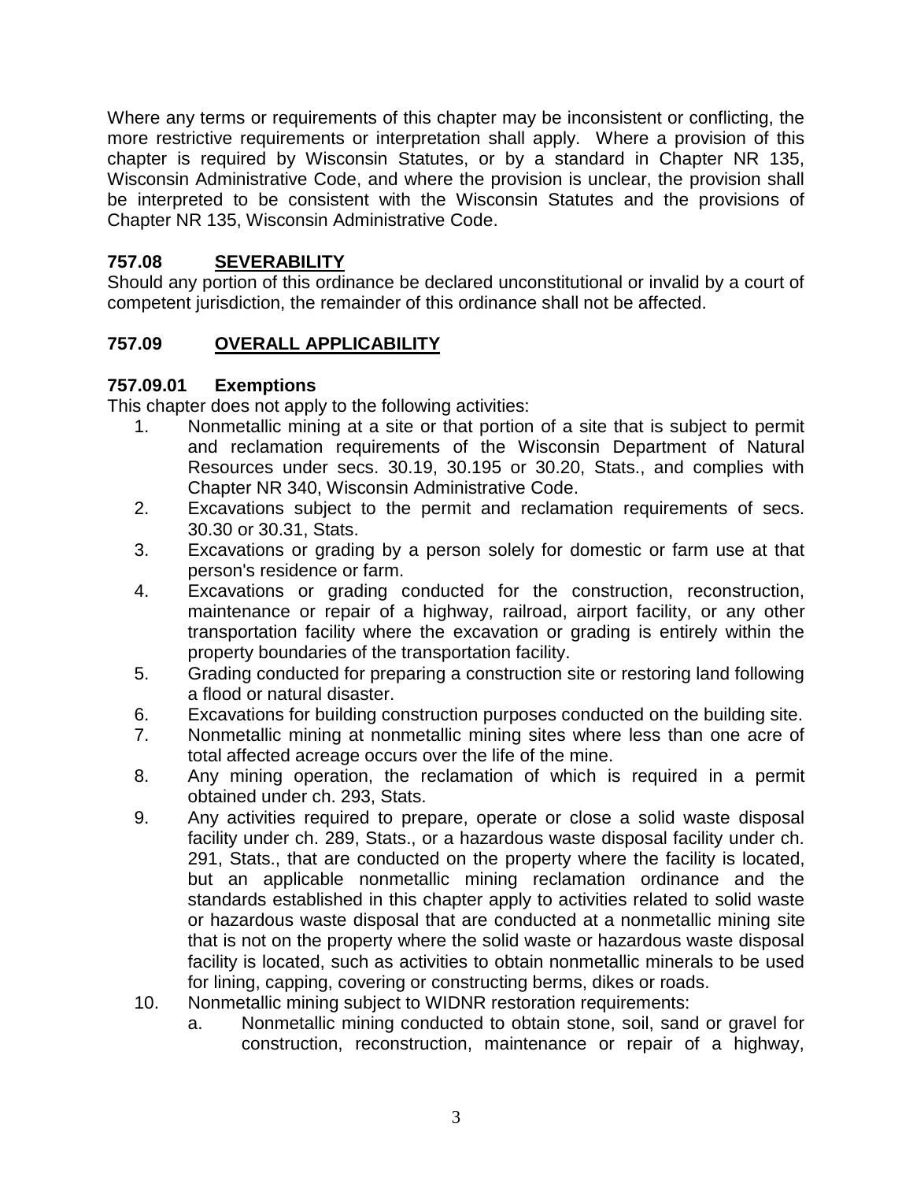Where any terms or requirements of this chapter may be inconsistent or conflicting, the more restrictive requirements or interpretation shall apply. Where a provision of this chapter is required by Wisconsin Statutes, or by a standard in Chapter NR 135, Wisconsin Administrative Code, and where the provision is unclear, the provision shall be interpreted to be consistent with the Wisconsin Statutes and the provisions of Chapter NR 135, Wisconsin Administrative Code.

## 757.08 SEVERABILITY

Should any portion of this ordinance be declared unconstitutional or invalid by a court of competent jurisdiction, the remainder of this ordinance shall not be affected.

## 757.09 OVERALL APPLICABILITY

### 757.09.01 Exemptions

This chapter does not apply to the following activities:

1. Nonmetallic mining at a site or that portion of a site that is subject to permit and reclamation requirements of the Wisconsin Department of Natural Resources under secs. 30.19, 30.195 or 30.20, Stats., and complies with Chapter NR 340, Wisconsin Administrative Code.
2. Excavations subject to the permit and reclamation requirements of secs. 30.30 or 30.31, Stats.
3. Excavations or grading by a person solely for domestic or farm use at that person's residence or farm.
4. Excavations or grading conducted for the construction, reconstruction, maintenance or repair of a highway, railroad, airport facility, or any other transportation facility where the excavation or grading is entirely within the property boundaries of the transportation facility.
5. Grading conducted for preparing a construction site or restoring land following a flood or natural disaster.
6. Excavations for building construction purposes conducted on the building site.
7. Nonmetallic mining at nonmetallic mining sites where less than one acre of total affected acreage occurs over the life of the mine.
8. Any mining operation, the reclamation of which is required in a permit obtained under ch. 293, Stats.
9. Any activities required to prepare, operate or close a solid waste disposal facility under ch. 289, Stats., or a hazardous waste disposal facility under ch. 291, Stats., that are conducted on the property where the facility is located, but an applicable nonmetallic mining reclamation ordinance and the standards established in this chapter apply to activities related to solid waste or hazardous waste disposal that are conducted at a nonmetallic mining site that is not on the property where the solid waste or hazardous waste disposal facility is located, such as activities to obtain nonmetallic minerals to be used for lining, capping, covering or constructing berms, dikes or roads.
10. Nonmetallic mining subject to WIDNR restoration requirements:
    a. Nonmetallic mining conducted to obtain stone, soil, sand or gravel for construction, reconstruction, maintenance or repair of a highway,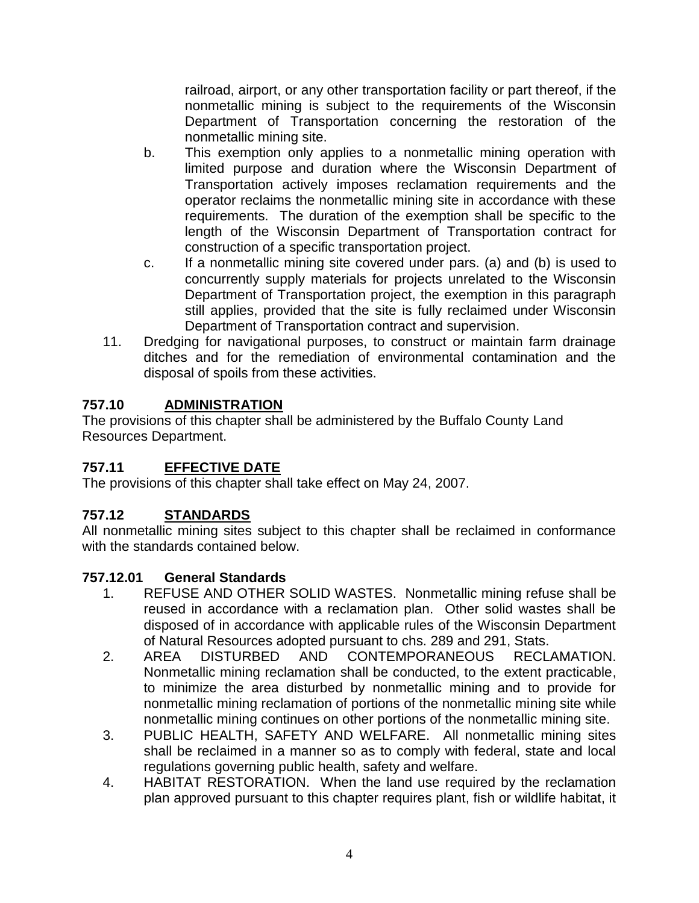railroad, airport, or any other transportation facility or part thereof, if the nonmetallic mining is subject to the requirements of the Wisconsin Department of Transportation concerning the restoration of the nonmetallic mining site.

b. This exemption only applies to a nonmetallic mining operation with limited purpose and duration where the Wisconsin Department of Transportation actively imposes reclamation requirements and the operator reclaims the nonmetallic mining site in accordance with these requirements. The duration of the exemption shall be specific to the length of the Wisconsin Department of Transportation contract for construction of a specific transportation project.

c. If a nonmetallic mining site covered under pars. (a) and (b) is used to concurrently supply materials for projects unrelated to the Wisconsin Department of Transportation project, the exemption in this paragraph still applies, provided that the site is fully reclaimed under Wisconsin Department of Transportation contract and supervision.

11. Dredging for navigational purposes, to construct or maintain farm drainage ditches and for the remediation of environmental contamination and the disposal of spoils from these activities.

## 757.10 ADMINISTRATION

The provisions of this chapter shall be administered by the Buffalo County Land Resources Department.

## 757.11 EFFECTIVE DATE

The provisions of this chapter shall take effect on May 24, 2007.

## 757.12 STANDARDS

All nonmetallic mining sites subject to this chapter shall be reclaimed in conformance with the standards contained below.

### 757.12.01 General Standards

1. REFUSE AND OTHER SOLID WASTES. Nonmetallic mining refuse shall be reused in accordance with a reclamation plan. Other solid wastes shall be disposed of in accordance with applicable rules of the Wisconsin Department of Natural Resources adopted pursuant to chs. 289 and 291, Stats.
2. AREA DISTURBED AND CONTEMPORANEOUS RECLAMATION. Nonmetallic mining reclamation shall be conducted, to the extent practicable, to minimize the area disturbed by nonmetallic mining and to provide for nonmetallic mining reclamation of portions of the nonmetallic mining site while nonmetallic mining continues on other portions of the nonmetallic mining site.
3. PUBLIC HEALTH, SAFETY AND WELFARE. All nonmetallic mining sites shall be reclaimed in a manner so as to comply with federal, state and local regulations governing public health, safety and welfare.
4. HABITAT RESTORATION. When the land use required by the reclamation plan approved pursuant to this chapter requires plant, fish or wildlife habitat, it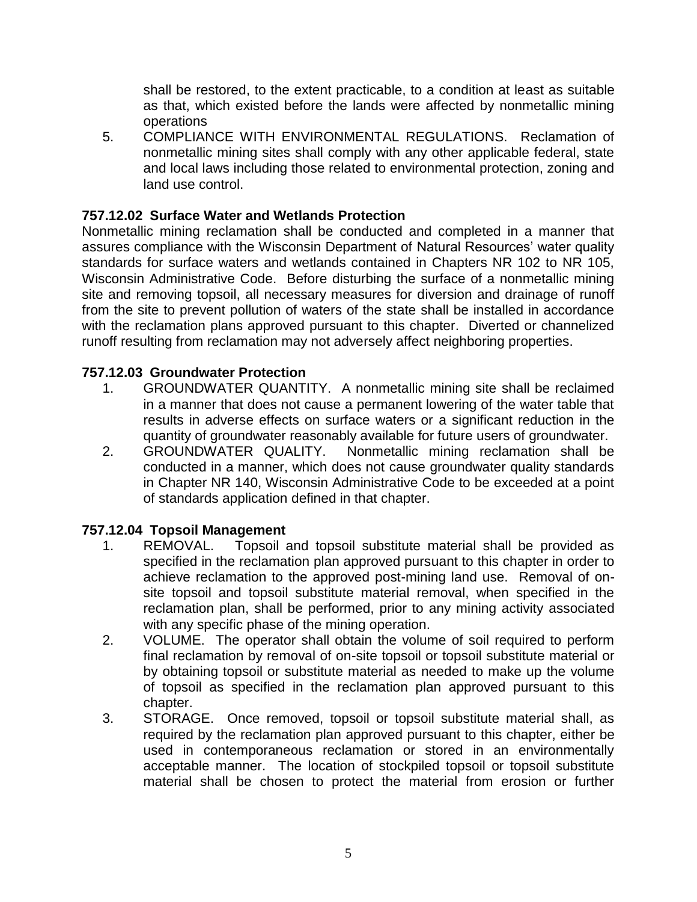shall be restored, to the extent practicable, to a condition at least as suitable as that, which existed before the lands were affected by nonmetallic mining operations

5. COMPLIANCE WITH ENVIRONMENTAL REGULATIONS. Reclamation of nonmetallic mining sites shall comply with any other applicable federal, state and local laws including those related to environmental protection, zoning and land use control.

**757.12.02 Surface Water and Wetlands Protection**

Nonmetallic mining reclamation shall be conducted and completed in a manner that assures compliance with the Wisconsin Department of Natural Resources' water quality standards for surface waters and wetlands contained in Chapters NR 102 to NR 105, Wisconsin Administrative Code. Before disturbing the surface of a nonmetallic mining site and removing topsoil, all necessary measures for diversion and drainage of runoff from the site to prevent pollution of waters of the state shall be installed in accordance with the reclamation plans approved pursuant to this chapter. Diverted or channelized runoff resulting from reclamation may not adversely affect neighboring properties.

**757.12.03 Groundwater Protection**

1. GROUNDWATER QUANTITY. A nonmetallic mining site shall be reclaimed in a manner that does not cause a permanent lowering of the water table that results in adverse effects on surface waters or a significant reduction in the quantity of groundwater reasonably available for future users of groundwater.
2. GROUNDWATER QUALITY. Nonmetallic mining reclamation shall be conducted in a manner, which does not cause groundwater quality standards in Chapter NR 140, Wisconsin Administrative Code to be exceeded at a point of standards application defined in that chapter.

**757.12.04 Topsoil Management**

1. REMOVAL. Topsoil and topsoil substitute material shall be provided as specified in the reclamation plan approved pursuant to this chapter in order to achieve reclamation to the approved post-mining land use. Removal of on-site topsoil and topsoil substitute material removal, when specified in the reclamation plan, shall be performed, prior to any mining activity associated with any specific phase of the mining operation.
2. VOLUME. The operator shall obtain the volume of soil required to perform final reclamation by removal of on-site topsoil or topsoil substitute material or by obtaining topsoil or substitute material as needed to make up the volume of topsoil as specified in the reclamation plan approved pursuant to this chapter.
3. STORAGE. Once removed, topsoil or topsoil substitute material shall, as required by the reclamation plan approved pursuant to this chapter, either be used in contemporaneous reclamation or stored in an environmentally acceptable manner. The location of stockpiled topsoil or topsoil substitute material shall be chosen to protect the material from erosion or further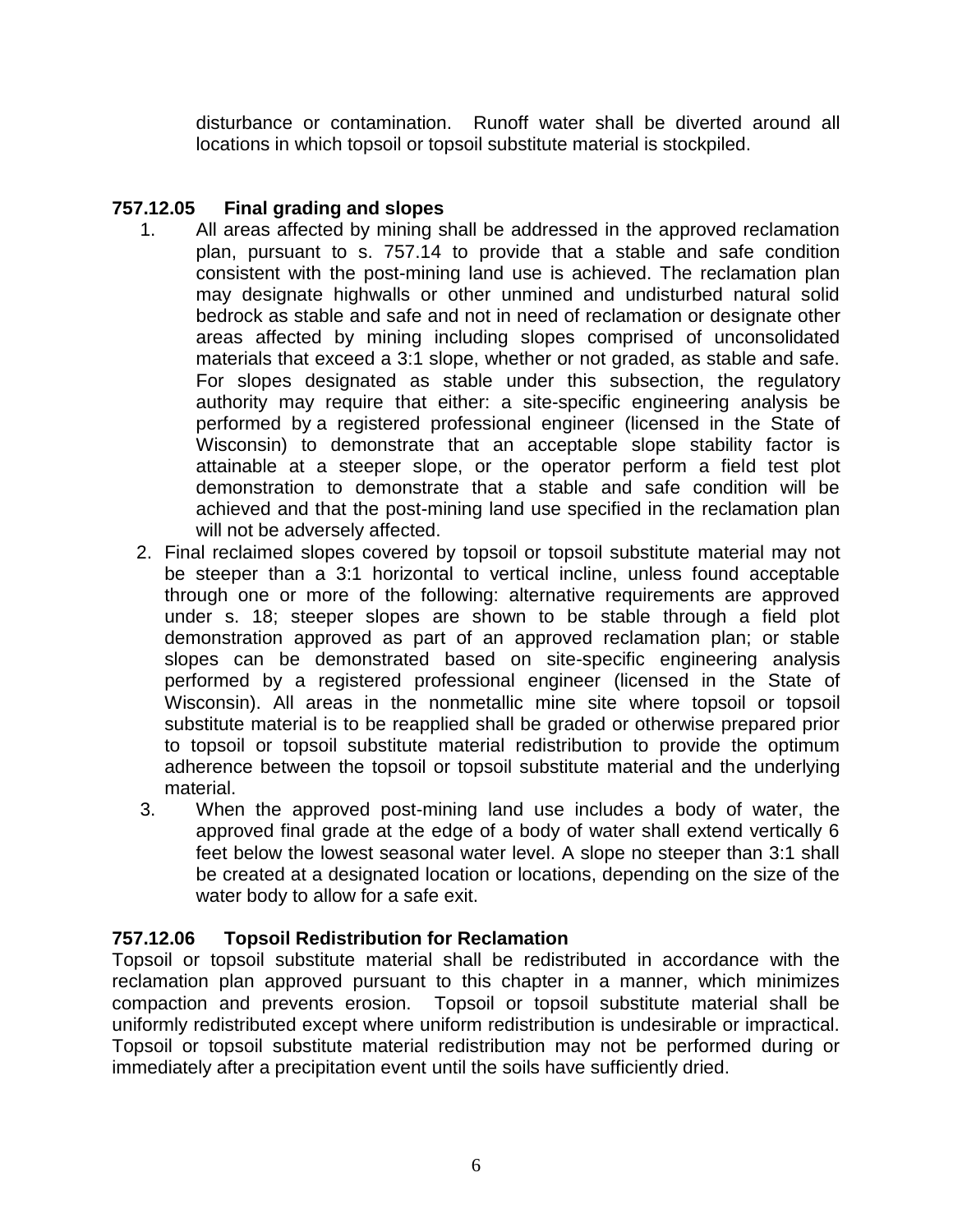disturbance or contamination. Runoff water shall be diverted around all locations in which topsoil or topsoil substitute material is stockpiled.

### 757.12.05 Final grading and slopes

1. All areas affected by mining shall be addressed in the approved reclamation plan, pursuant to s. 757.14 to provide that a stable and safe condition consistent with the post-mining land use is achieved. The reclamation plan may designate highwalls or other unmined and undisturbed natural solid bedrock as stable and safe and not in need of reclamation or designate other areas affected by mining including slopes comprised of unconsolidated materials that exceed a 3:1 slope, whether or not graded, as stable and safe. For slopes designated as stable under this subsection, the regulatory authority may require that either: a site-specific engineering analysis be performed by a registered professional engineer (licensed in the State of Wisconsin) to demonstrate that an acceptable slope stability factor is attainable at a steeper slope, or the operator perform a field test plot demonstration to demonstrate that a stable and safe condition will be achieved and that the post-mining land use specified in the reclamation plan will not be adversely affected.
2. Final reclaimed slopes covered by topsoil or topsoil substitute material may not be steeper than a 3:1 horizontal to vertical incline, unless found acceptable through one or more of the following: alternative requirements are approved under s. 18; steeper slopes are shown to be stable through a field plot demonstration approved as part of an approved reclamation plan; or stable slopes can be demonstrated based on site-specific engineering analysis performed by a registered professional engineer (licensed in the State of Wisconsin). All areas in the nonmetallic mine site where topsoil or topsoil substitute material is to be reapplied shall be graded or otherwise prepared prior to topsoil or topsoil substitute material redistribution to provide the optimum adherence between the topsoil or topsoil substitute material and the underlying material.
3. When the approved post-mining land use includes a body of water, the approved final grade at the edge of a body of water shall extend vertically 6 feet below the lowest seasonal water level. A slope no steeper than 3:1 shall be created at a designated location or locations, depending on the size of the water body to allow for a safe exit.

### 757.12.06 Topsoil Redistribution for Reclamation

Topsoil or topsoil substitute material shall be redistributed in accordance with the reclamation plan approved pursuant to this chapter in a manner, which minimizes compaction and prevents erosion. Topsoil or topsoil substitute material shall be uniformly redistributed except where uniform redistribution is undesirable or impractical. Topsoil or topsoil substitute material redistribution may not be performed during or immediately after a precipitation event until the soils have sufficiently dried.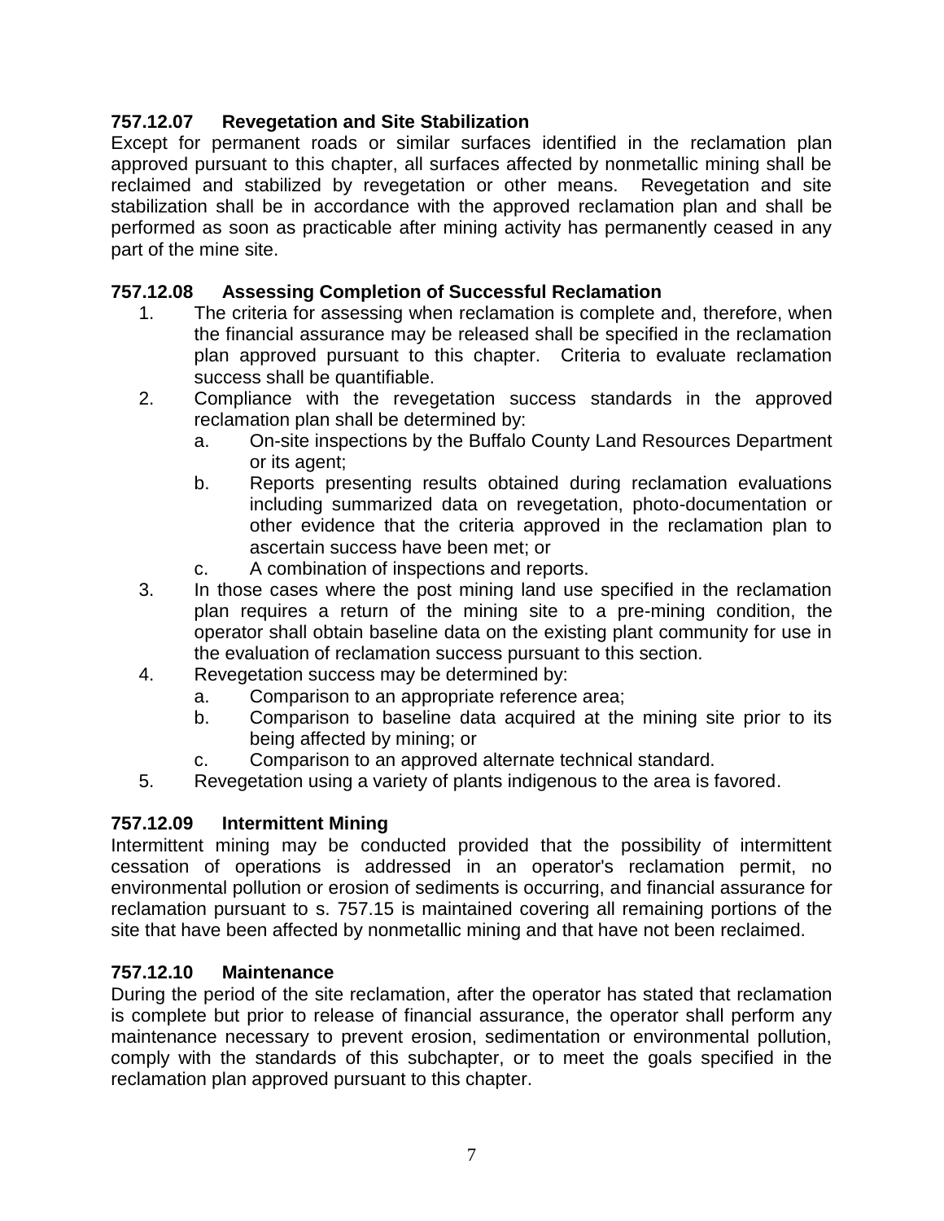### 757.12.07 Revegetation and Site Stabilization

Except for permanent roads or similar surfaces identified in the reclamation plan approved pursuant to this chapter, all surfaces affected by nonmetallic mining shall be reclaimed and stabilized by revegetation or other means. Revegetation and site stabilization shall be in accordance with the approved reclamation plan and shall be performed as soon as practicable after mining activity has permanently ceased in any part of the mine site.

### 757.12.08 Assessing Completion of Successful Reclamation

1. The criteria for assessing when reclamation is complete and, therefore, when the financial assurance may be released shall be specified in the reclamation plan approved pursuant to this chapter. Criteria to evaluate reclamation success shall be quantifiable.
2. Compliance with the revegetation success standards in the approved reclamation plan shall be determined by:
   a. On-site inspections by the Buffalo County Land Resources Department or its agent;
   b. Reports presenting results obtained during reclamation evaluations including summarized data on revegetation, photo-documentation or other evidence that the criteria approved in the reclamation plan to ascertain success have been met; or
   c. A combination of inspections and reports.
3. In those cases where the post mining land use specified in the reclamation plan requires a return of the mining site to a pre-mining condition, the operator shall obtain baseline data on the existing plant community for use in the evaluation of reclamation success pursuant to this section.
4. Revegetation success may be determined by:
   a. Comparison to an appropriate reference area;
   b. Comparison to baseline data acquired at the mining site prior to its being affected by mining; or
   c. Comparison to an approved alternate technical standard.
5. Revegetation using a variety of plants indigenous to the area is favored.

### 757.12.09 Intermittent Mining

Intermittent mining may be conducted provided that the possibility of intermittent cessation of operations is addressed in an operator's reclamation permit, no environmental pollution or erosion of sediments is occurring, and financial assurance for reclamation pursuant to s. 757.15 is maintained covering all remaining portions of the site that have been affected by nonmetallic mining and that have not been reclaimed.

### 757.12.10 Maintenance

During the period of the site reclamation, after the operator has stated that reclamation is complete but prior to release of financial assurance, the operator shall perform any maintenance necessary to prevent erosion, sedimentation or environmental pollution, comply with the standards of this subchapter, or to meet the goals specified in the reclamation plan approved pursuant to this chapter.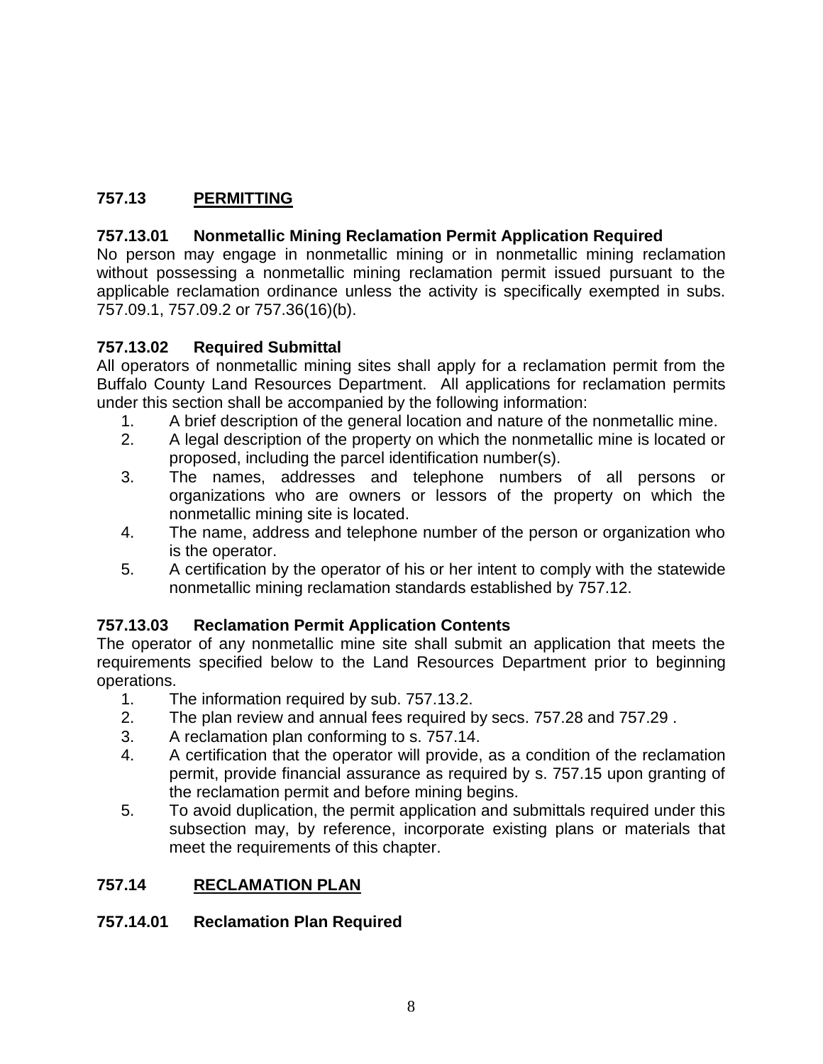## 757.13 <u>PERMITTING</u>

### 757.13.01 Nonmetallic Mining Reclamation Permit Application Required

No person may engage in nonmetallic mining or in nonmetallic mining reclamation without possessing a nonmetallic mining reclamation permit issued pursuant to the applicable reclamation ordinance unless the activity is specifically exempted in subs. 757.09.1, 757.09.2 or 757.36(16)(b).

### 757.13.02 Required Submittal

All operators of nonmetallic mining sites shall apply for a reclamation permit from the Buffalo County Land Resources Department. All applications for reclamation permits under this section shall be accompanied by the following information:

1. A brief description of the general location and nature of the nonmetallic mine.
2. A legal description of the property on which the nonmetallic mine is located or proposed, including the parcel identification number(s).
3. The names, addresses and telephone numbers of all persons or organizations who are owners or lessors of the property on which the nonmetallic mining site is located.
4. The name, address and telephone number of the person or organization who is the operator.
5. A certification by the operator of his or her intent to comply with the statewide nonmetallic mining reclamation standards established by 757.12.

### 757.13.03 Reclamation Permit Application Contents

The operator of any nonmetallic mine site shall submit an application that meets the requirements specified below to the Land Resources Department prior to beginning operations.

1. The information required by sub. 757.13.2.
2. The plan review and annual fees required by secs. 757.28 and 757.29 .
3. A reclamation plan conforming to s. 757.14.
4. A certification that the operator will provide, as a condition of the reclamation permit, provide financial assurance as required by s. 757.15 upon granting of the reclamation permit and before mining begins.
5. To avoid duplication, the permit application and submittals required under this subsection may, by reference, incorporate existing plans or materials that meet the requirements of this chapter.

## 757.14 <u>RECLAMATION PLAN</u>

### 757.14.01 Reclamation Plan Required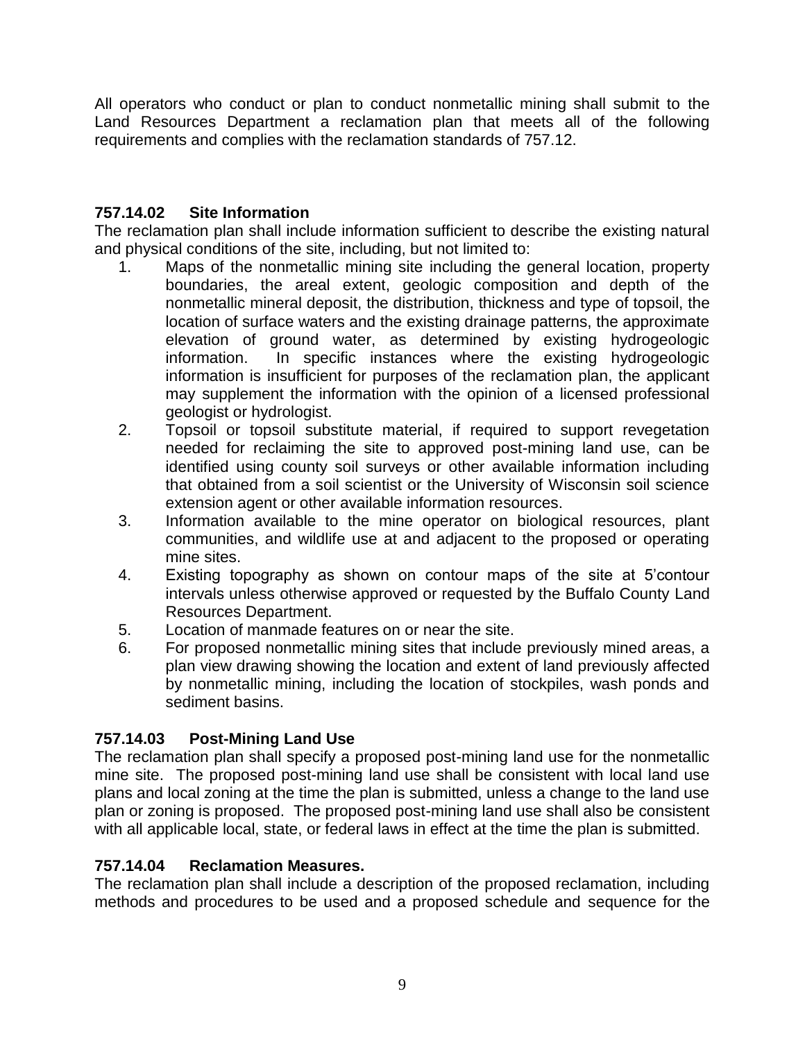All operators who conduct or plan to conduct nonmetallic mining shall submit to the Land Resources Department a reclamation plan that meets all of the following requirements and complies with the reclamation standards of 757.12.

### 757.14.02 Site Information

The reclamation plan shall include information sufficient to describe the existing natural and physical conditions of the site, including, but not limited to:

1. Maps of the nonmetallic mining site including the general location, property boundaries, the areal extent, geologic composition and depth of the nonmetallic mineral deposit, the distribution, thickness and type of topsoil, the location of surface waters and the existing drainage patterns, the approximate elevation of ground water, as determined by existing hydrogeologic information. In specific instances where the existing hydrogeologic information is insufficient for purposes of the reclamation plan, the applicant may supplement the information with the opinion of a licensed professional geologist or hydrologist.
2. Topsoil or topsoil substitute material, if required to support revegetation needed for reclaiming the site to approved post-mining land use, can be identified using county soil surveys or other available information including that obtained from a soil scientist or the University of Wisconsin soil science extension agent or other available information resources.
3. Information available to the mine operator on biological resources, plant communities, and wildlife use at and adjacent to the proposed or operating mine sites.
4. Existing topography as shown on contour maps of the site at 5'contour intervals unless otherwise approved or requested by the Buffalo County Land Resources Department.
5. Location of manmade features on or near the site.
6. For proposed nonmetallic mining sites that include previously mined areas, a plan view drawing showing the location and extent of land previously affected by nonmetallic mining, including the location of stockpiles, wash ponds and sediment basins.

### 757.14.03 Post-Mining Land Use

The reclamation plan shall specify a proposed post-mining land use for the nonmetallic mine site. The proposed post-mining land use shall be consistent with local land use plans and local zoning at the time the plan is submitted, unless a change to the land use plan or zoning is proposed. The proposed post-mining land use shall also be consistent with all applicable local, state, or federal laws in effect at the time the plan is submitted.

### 757.14.04 Reclamation Measures.

The reclamation plan shall include a description of the proposed reclamation, including methods and procedures to be used and a proposed schedule and sequence for the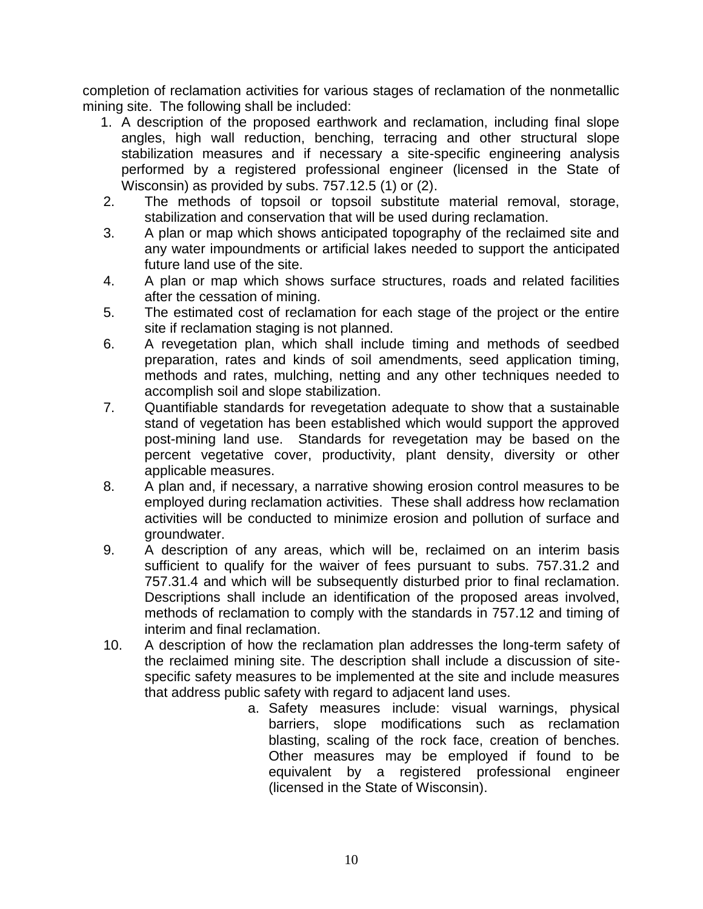completion of reclamation activities for various stages of reclamation of the nonmetallic mining site. The following shall be included:

1. A description of the proposed earthwork and reclamation, including final slope angles, high wall reduction, benching, terracing and other structural slope stabilization measures and if necessary a site-specific engineering analysis performed by a registered professional engineer (licensed in the State of Wisconsin) as provided by subs. 757.12.5 (1) or (2).
2. The methods of topsoil or topsoil substitute material removal, storage, stabilization and conservation that will be used during reclamation.
3. A plan or map which shows anticipated topography of the reclaimed site and any water impoundments or artificial lakes needed to support the anticipated future land use of the site.
4. A plan or map which shows surface structures, roads and related facilities after the cessation of mining.
5. The estimated cost of reclamation for each stage of the project or the entire site if reclamation staging is not planned.
6. A revegetation plan, which shall include timing and methods of seedbed preparation, rates and kinds of soil amendments, seed application timing, methods and rates, mulching, netting and any other techniques needed to accomplish soil and slope stabilization.
7. Quantifiable standards for revegetation adequate to show that a sustainable stand of vegetation has been established which would support the approved post-mining land use. Standards for revegetation may be based on the percent vegetative cover, productivity, plant density, diversity or other applicable measures.
8. A plan and, if necessary, a narrative showing erosion control measures to be employed during reclamation activities. These shall address how reclamation activities will be conducted to minimize erosion and pollution of surface and groundwater.
9. A description of any areas, which will be, reclaimed on an interim basis sufficient to qualify for the waiver of fees pursuant to subs. 757.31.2 and 757.31.4 and which will be subsequently disturbed prior to final reclamation. Descriptions shall include an identification of the proposed areas involved, methods of reclamation to comply with the standards in 757.12 and timing of interim and final reclamation.
10. A description of how the reclamation plan addresses the long-term safety of the reclaimed mining site. The description shall include a discussion of site-specific safety measures to be implemented at the site and include measures that address public safety with regard to adjacent land uses.
    a. Safety measures include: visual warnings, physical barriers, slope modifications such as reclamation blasting, scaling of the rock face, creation of benches. Other measures may be employed if found to be equivalent by a registered professional engineer (licensed in the State of Wisconsin).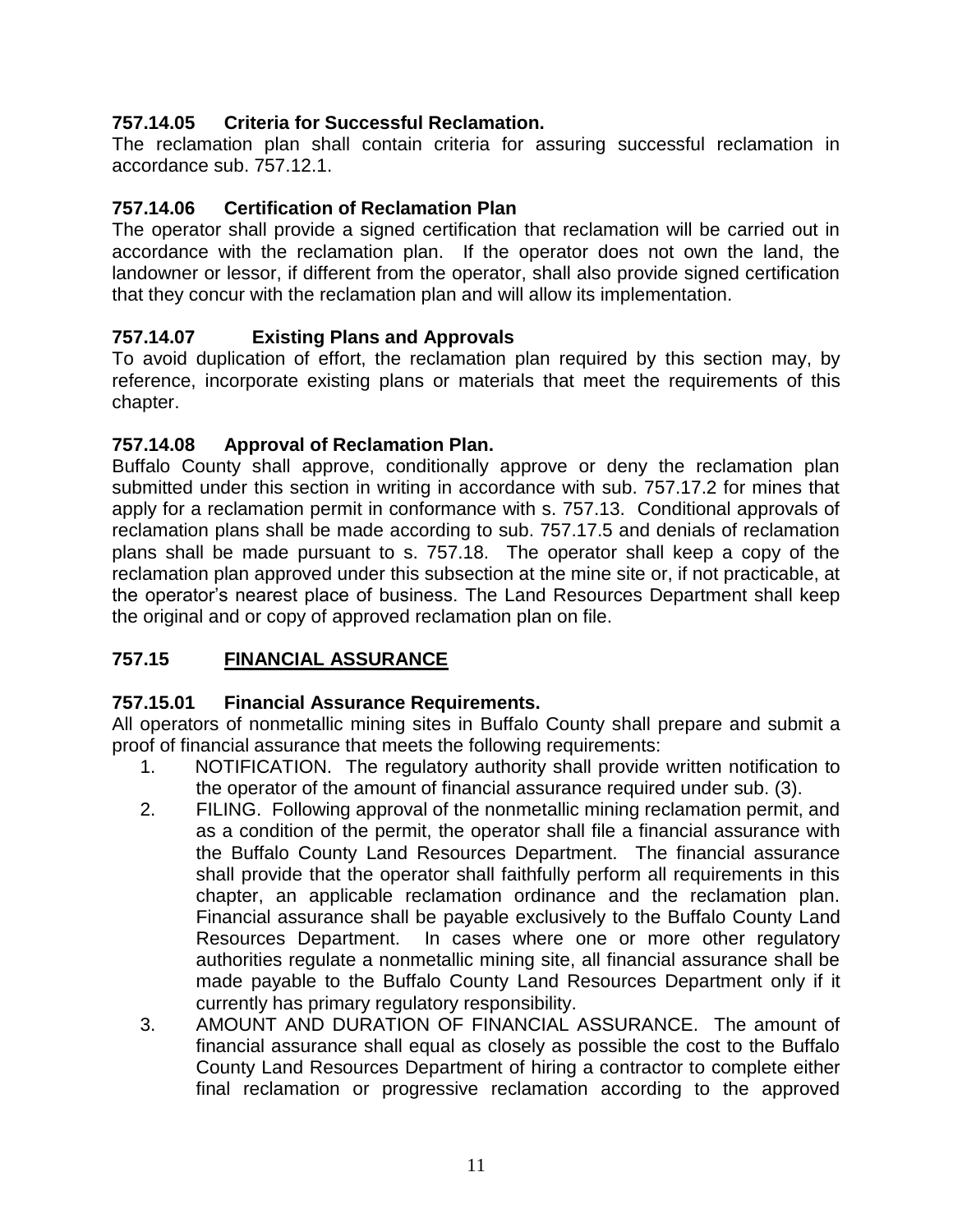### 757.14.05 Criteria for Successful Reclamation.

The reclamation plan shall contain criteria for assuring successful reclamation in accordance sub. 757.12.1.

### 757.14.06 Certification of Reclamation Plan

The operator shall provide a signed certification that reclamation will be carried out in accordance with the reclamation plan. If the operator does not own the land, the landowner or lessor, if different from the operator, shall also provide signed certification that they concur with the reclamation plan and will allow its implementation.

### 757.14.07 Existing Plans and Approvals

To avoid duplication of effort, the reclamation plan required by this section may, by reference, incorporate existing plans or materials that meet the requirements of this chapter.

### 757.14.08 Approval of Reclamation Plan.

Buffalo County shall approve, conditionally approve or deny the reclamation plan submitted under this section in writing in accordance with sub. 757.17.2 for mines that apply for a reclamation permit in conformance with s. 757.13. Conditional approvals of reclamation plans shall be made according to sub. 757.17.5 and denials of reclamation plans shall be made pursuant to s. 757.18. The operator shall keep a copy of the reclamation plan approved under this subsection at the mine site or, if not practicable, at the operator's nearest place of business. The Land Resources Department shall keep the original and or copy of approved reclamation plan on file.

## 757.15 FINANCIAL ASSURANCE

### 757.15.01 Financial Assurance Requirements.

All operators of nonmetallic mining sites in Buffalo County shall prepare and submit a proof of financial assurance that meets the following requirements:

1. NOTIFICATION. The regulatory authority shall provide written notification to the operator of the amount of financial assurance required under sub. (3).
2. FILING. Following approval of the nonmetallic mining reclamation permit, and as a condition of the permit, the operator shall file a financial assurance with the Buffalo County Land Resources Department. The financial assurance shall provide that the operator shall faithfully perform all requirements in this chapter, an applicable reclamation ordinance and the reclamation plan. Financial assurance shall be payable exclusively to the Buffalo County Land Resources Department. In cases where one or more other regulatory authorities regulate a nonmetallic mining site, all financial assurance shall be made payable to the Buffalo County Land Resources Department only if it currently has primary regulatory responsibility.
3. AMOUNT AND DURATION OF FINANCIAL ASSURANCE. The amount of financial assurance shall equal as closely as possible the cost to the Buffalo County Land Resources Department of hiring a contractor to complete either final reclamation or progressive reclamation according to the approved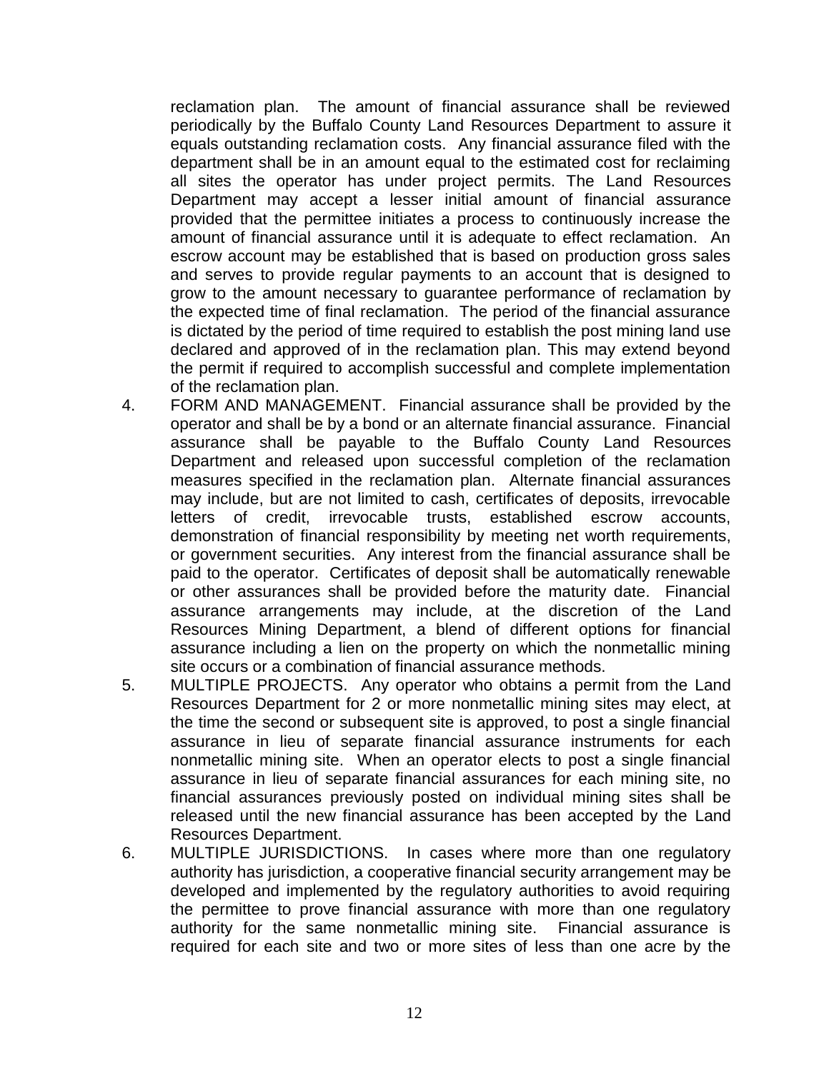reclamation plan. The amount of financial assurance shall be reviewed periodically by the Buffalo County Land Resources Department to assure it equals outstanding reclamation costs. Any financial assurance filed with the department shall be in an amount equal to the estimated cost for reclaiming all sites the operator has under project permits. The Land Resources Department may accept a lesser initial amount of financial assurance provided that the permittee initiates a process to continuously increase the amount of financial assurance until it is adequate to effect reclamation. An escrow account may be established that is based on production gross sales and serves to provide regular payments to an account that is designed to grow to the amount necessary to guarantee performance of reclamation by the expected time of final reclamation. The period of the financial assurance is dictated by the period of time required to establish the post mining land use declared and approved of in the reclamation plan. This may extend beyond the permit if required to accomplish successful and complete implementation of the reclamation plan.

4. FORM AND MANAGEMENT. Financial assurance shall be provided by the operator and shall be by a bond or an alternate financial assurance. Financial assurance shall be payable to the Buffalo County Land Resources Department and released upon successful completion of the reclamation measures specified in the reclamation plan. Alternate financial assurances may include, but are not limited to cash, certificates of deposits, irrevocable letters of credit, irrevocable trusts, established escrow accounts, demonstration of financial responsibility by meeting net worth requirements, or government securities. Any interest from the financial assurance shall be paid to the operator. Certificates of deposit shall be automatically renewable or other assurances shall be provided before the maturity date. Financial assurance arrangements may include, at the discretion of the Land Resources Mining Department, a blend of different options for financial assurance including a lien on the property on which the nonmetallic mining site occurs or a combination of financial assurance methods.

5. MULTIPLE PROJECTS. Any operator who obtains a permit from the Land Resources Department for 2 or more nonmetallic mining sites may elect, at the time the second or subsequent site is approved, to post a single financial assurance in lieu of separate financial assurance instruments for each nonmetallic mining site. When an operator elects to post a single financial assurance in lieu of separate financial assurances for each mining site, no financial assurances previously posted on individual mining sites shall be released until the new financial assurance has been accepted by the Land Resources Department.

6. MULTIPLE JURISDICTIONS. In cases where more than one regulatory authority has jurisdiction, a cooperative financial security arrangement may be developed and implemented by the regulatory authorities to avoid requiring the permittee to prove financial assurance with more than one regulatory authority for the same nonmetallic mining site. Financial assurance is required for each site and two or more sites of less than one acre by the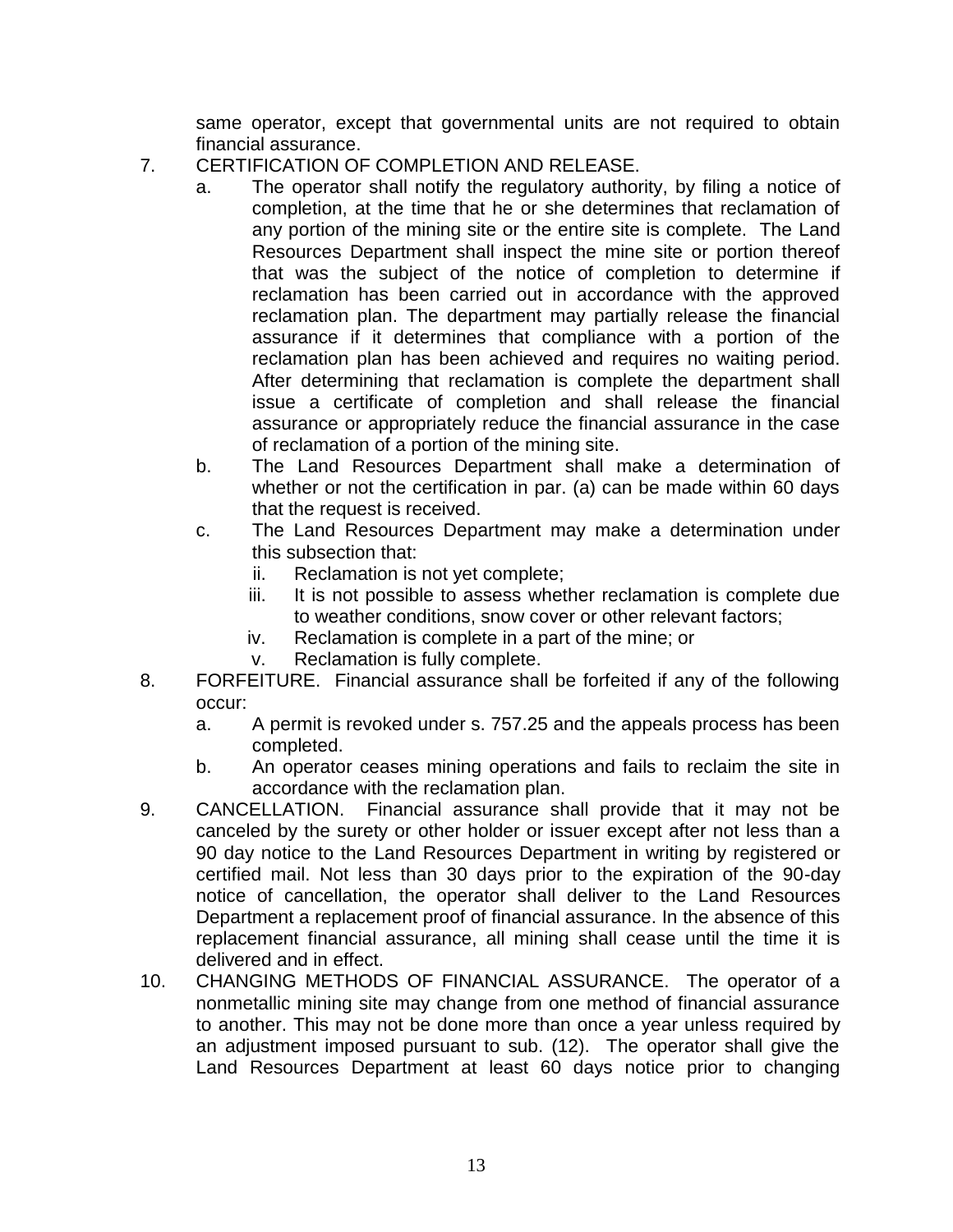same operator, except that governmental units are not required to obtain financial assurance.

7. CERTIFICATION OF COMPLETION AND RELEASE.
   a. The operator shall notify the regulatory authority, by filing a notice of completion, at the time that he or she determines that reclamation of any portion of the mining site or the entire site is complete. The Land Resources Department shall inspect the mine site or portion thereof that was the subject of the notice of completion to determine if reclamation has been carried out in accordance with the approved reclamation plan. The department may partially release the financial assurance if it determines that compliance with a portion of the reclamation plan has been achieved and requires no waiting period. After determining that reclamation is complete the department shall issue a certificate of completion and shall release the financial assurance or appropriately reduce the financial assurance in the case of reclamation of a portion of the mining site.
   b. The Land Resources Department shall make a determination of whether or not the certification in par. (a) can be made within 60 days that the request is received.
   c. The Land Resources Department may make a determination under this subsection that:
      ii. Reclamation is not yet complete;
      iii. It is not possible to assess whether reclamation is complete due to weather conditions, snow cover or other relevant factors;
      iv. Reclamation is complete in a part of the mine; or
      v. Reclamation is fully complete.
8. FORFEITURE. Financial assurance shall be forfeited if any of the following occur:
   a. A permit is revoked under s. 757.25 and the appeals process has been completed.
   b. An operator ceases mining operations and fails to reclaim the site in accordance with the reclamation plan.
9. CANCELLATION. Financial assurance shall provide that it may not be canceled by the surety or other holder or issuer except after not less than a 90 day notice to the Land Resources Department in writing by registered or certified mail. Not less than 30 days prior to the expiration of the 90-day notice of cancellation, the operator shall deliver to the Land Resources Department a replacement proof of financial assurance. In the absence of this replacement financial assurance, all mining shall cease until the time it is delivered and in effect.
10. CHANGING METHODS OF FINANCIAL ASSURANCE. The operator of a nonmetallic mining site may change from one method of financial assurance to another. This may not be done more than once a year unless required by an adjustment imposed pursuant to sub. (12). The operator shall give the Land Resources Department at least 60 days notice prior to changing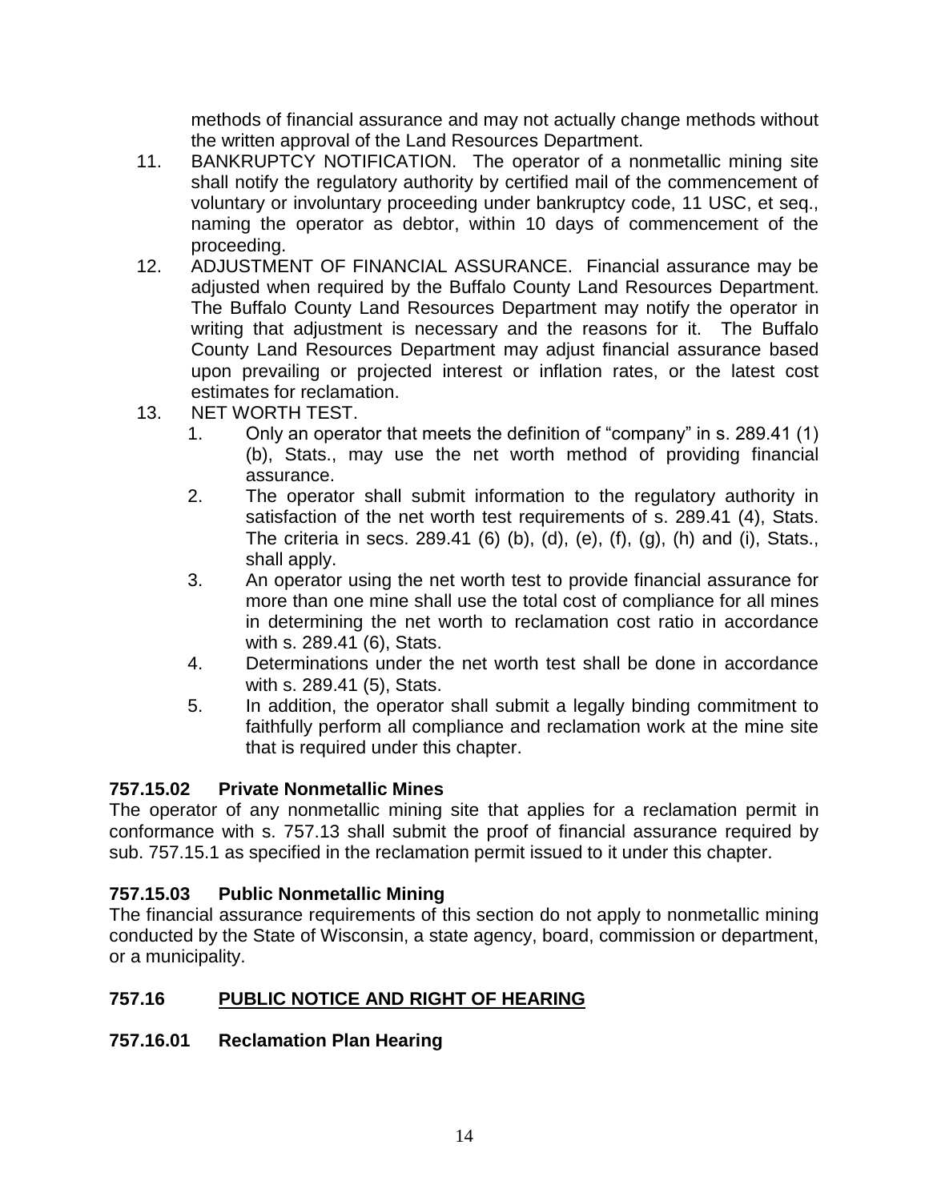methods of financial assurance and may not actually change methods without the written approval of the Land Resources Department.

11. BANKRUPTCY NOTIFICATION. The operator of a nonmetallic mining site shall notify the regulatory authority by certified mail of the commencement of voluntary or involuntary proceeding under bankruptcy code, 11 USC, et seq., naming the operator as debtor, within 10 days of commencement of the proceeding.
12. ADJUSTMENT OF FINANCIAL ASSURANCE. Financial assurance may be adjusted when required by the Buffalo County Land Resources Department. The Buffalo County Land Resources Department may notify the operator in writing that adjustment is necessary and the reasons for it. The Buffalo County Land Resources Department may adjust financial assurance based upon prevailing or projected interest or inflation rates, or the latest cost estimates for reclamation.
13. NET WORTH TEST.
    1. Only an operator that meets the definition of "company" in s. 289.41 (1) (b), Stats., may use the net worth method of providing financial assurance.
    2. The operator shall submit information to the regulatory authority in satisfaction of the net worth test requirements of s. 289.41 (4), Stats. The criteria in secs. 289.41 (6) (b), (d), (e), (f), (g), (h) and (i), Stats., shall apply.
    3. An operator using the net worth test to provide financial assurance for more than one mine shall use the total cost of compliance for all mines in determining the net worth to reclamation cost ratio in accordance with s. 289.41 (6), Stats.
    4. Determinations under the net worth test shall be done in accordance with s. 289.41 (5), Stats.
    5. In addition, the operator shall submit a legally binding commitment to faithfully perform all compliance and reclamation work at the mine site that is required under this chapter.

### 757.15.02 Private Nonmetallic Mines

The operator of any nonmetallic mining site that applies for a reclamation permit in conformance with s. 757.13 shall submit the proof of financial assurance required by sub. 757.15.1 as specified in the reclamation permit issued to it under this chapter.

### 757.15.03 Public Nonmetallic Mining

The financial assurance requirements of this section do not apply to nonmetallic mining conducted by the State of Wisconsin, a state agency, board, commission or department, or a municipality.

## 757.16 PUBLIC NOTICE AND RIGHT OF HEARING

### 757.16.01 Reclamation Plan Hearing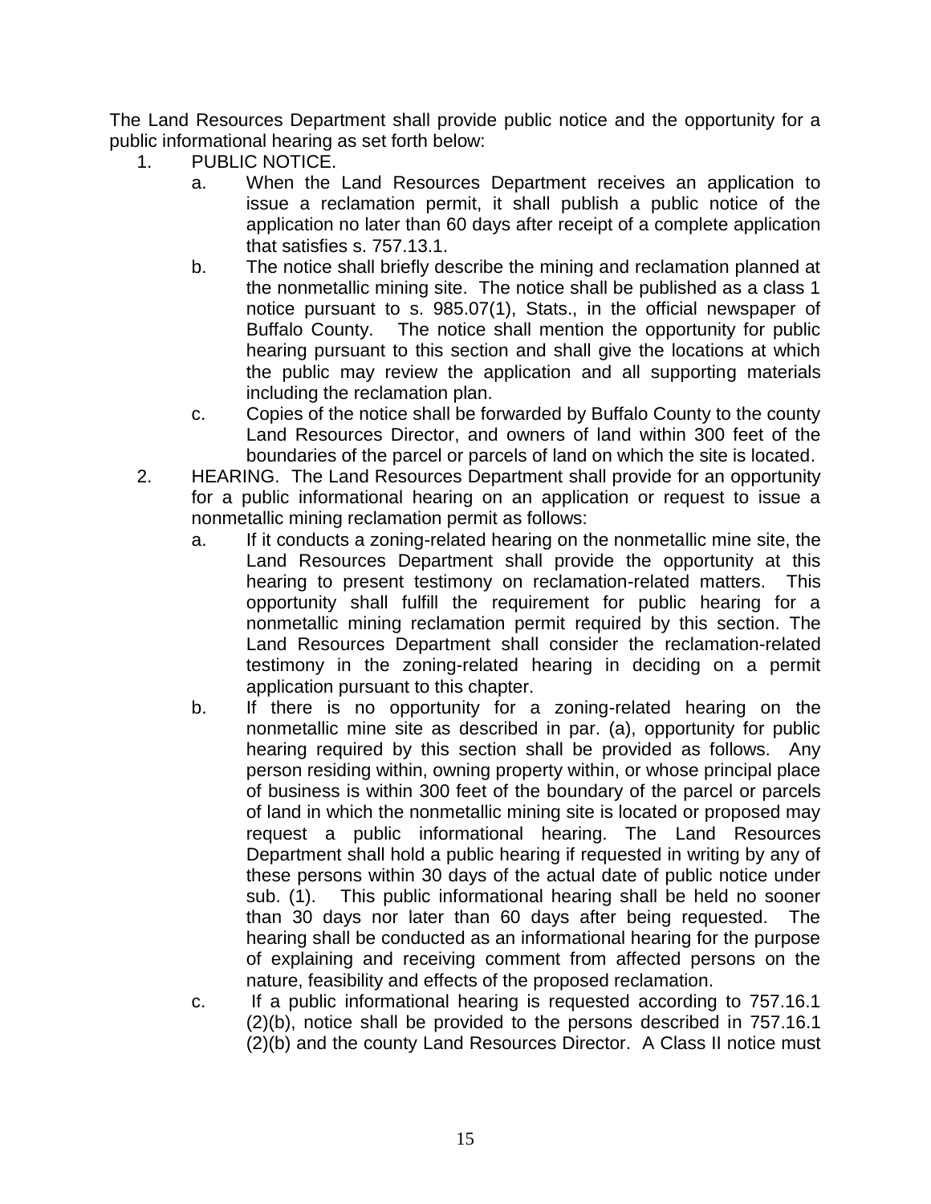The Land Resources Department shall provide public notice and the opportunity for a public informational hearing as set forth below:

1. PUBLIC NOTICE.
   a. When the Land Resources Department receives an application to issue a reclamation permit, it shall publish a public notice of the application no later than 60 days after receipt of a complete application that satisfies s. 757.13.1.
   b. The notice shall briefly describe the mining and reclamation planned at the nonmetallic mining site. The notice shall be published as a class 1 notice pursuant to s. 985.07(1), Stats., in the official newspaper of Buffalo County. The notice shall mention the opportunity for public hearing pursuant to this section and shall give the locations at which the public may review the application and all supporting materials including the reclamation plan.
   c. Copies of the notice shall be forwarded by Buffalo County to the county Land Resources Director, and owners of land within 300 feet of the boundaries of the parcel or parcels of land on which the site is located.
2. HEARING. The Land Resources Department shall provide for an opportunity for a public informational hearing on an application or request to issue a nonmetallic mining reclamation permit as follows:
   a. If it conducts a zoning-related hearing on the nonmetallic mine site, the Land Resources Department shall provide the opportunity at this hearing to present testimony on reclamation-related matters. This opportunity shall fulfill the requirement for public hearing for a nonmetallic mining reclamation permit required by this section. The Land Resources Department shall consider the reclamation-related testimony in the zoning-related hearing in deciding on a permit application pursuant to this chapter.
   b. If there is no opportunity for a zoning-related hearing on the nonmetallic mine site as described in par. (a), opportunity for public hearing required by this section shall be provided as follows. Any person residing within, owning property within, or whose principal place of business is within 300 feet of the boundary of the parcel or parcels of land in which the nonmetallic mining site is located or proposed may request a public informational hearing. The Land Resources Department shall hold a public hearing if requested in writing by any of these persons within 30 days of the actual date of public notice under sub. (1). This public informational hearing shall be held no sooner than 30 days nor later than 60 days after being requested. The hearing shall be conducted as an informational hearing for the purpose of explaining and receiving comment from affected persons on the nature, feasibility and effects of the proposed reclamation.
   c. If a public informational hearing is requested according to 757.16.1 (2)(b), notice shall be provided to the persons described in 757.16.1 (2)(b) and the county Land Resources Director. A Class II notice must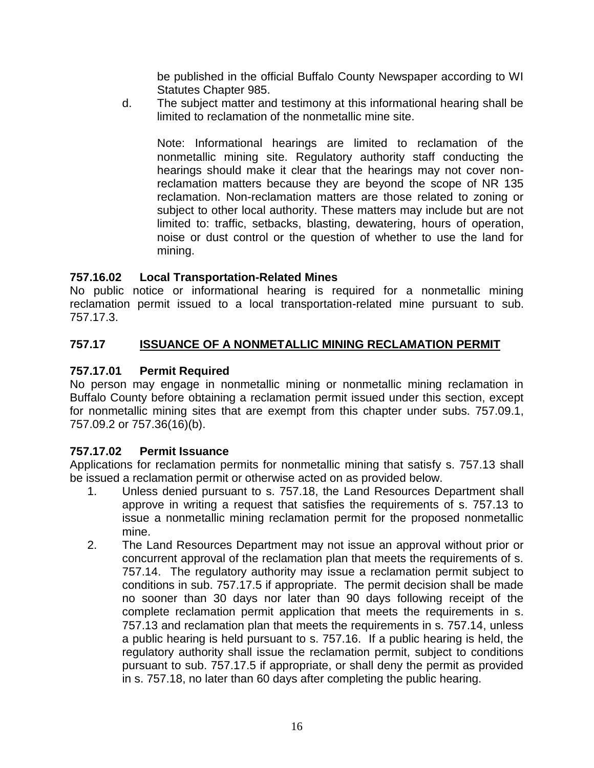be published in the official Buffalo County Newspaper according to WI Statutes Chapter 985.

d. The subject matter and testimony at this informational hearing shall be limited to reclamation of the nonmetallic mine site.

   Note: Informational hearings are limited to reclamation of the nonmetallic mining site. Regulatory authority staff conducting the hearings should make it clear that the hearings may not cover non-reclamation matters because they are beyond the scope of NR 135 reclamation. Non-reclamation matters are those related to zoning or subject to other local authority. These matters may include but are not limited to: traffic, setbacks, blasting, dewatering, hours of operation, noise or dust control or the question of whether to use the land for mining.

**757.16.02 Local Transportation-Related Mines**

No public notice or informational hearing is required for a nonmetallic mining reclamation permit issued to a local transportation-related mine pursuant to sub. 757.17.3.

## 757.17 ISSUANCE OF A NONMETALLIC MINING RECLAMATION PERMIT

**757.17.01 Permit Required**

No person may engage in nonmetallic mining or nonmetallic mining reclamation in Buffalo County before obtaining a reclamation permit issued under this section, except for nonmetallic mining sites that are exempt from this chapter under subs. 757.09.1, 757.09.2 or 757.36(16)(b).

**757.17.02 Permit Issuance**

Applications for reclamation permits for nonmetallic mining that satisfy s. 757.13 shall be issued a reclamation permit or otherwise acted on as provided below.

1. Unless denied pursuant to s. 757.18, the Land Resources Department shall approve in writing a request that satisfies the requirements of s. 757.13 to issue a nonmetallic mining reclamation permit for the proposed nonmetallic mine.
2. The Land Resources Department may not issue an approval without prior or concurrent approval of the reclamation plan that meets the requirements of s. 757.14. The regulatory authority may issue a reclamation permit subject to conditions in sub. 757.17.5 if appropriate. The permit decision shall be made no sooner than 30 days nor later than 90 days following receipt of the complete reclamation permit application that meets the requirements in s. 757.13 and reclamation plan that meets the requirements in s. 757.14, unless a public hearing is held pursuant to s. 757.16. If a public hearing is held, the regulatory authority shall issue the reclamation permit, subject to conditions pursuant to sub. 757.17.5 if appropriate, or shall deny the permit as provided in s. 757.18, no later than 60 days after completing the public hearing.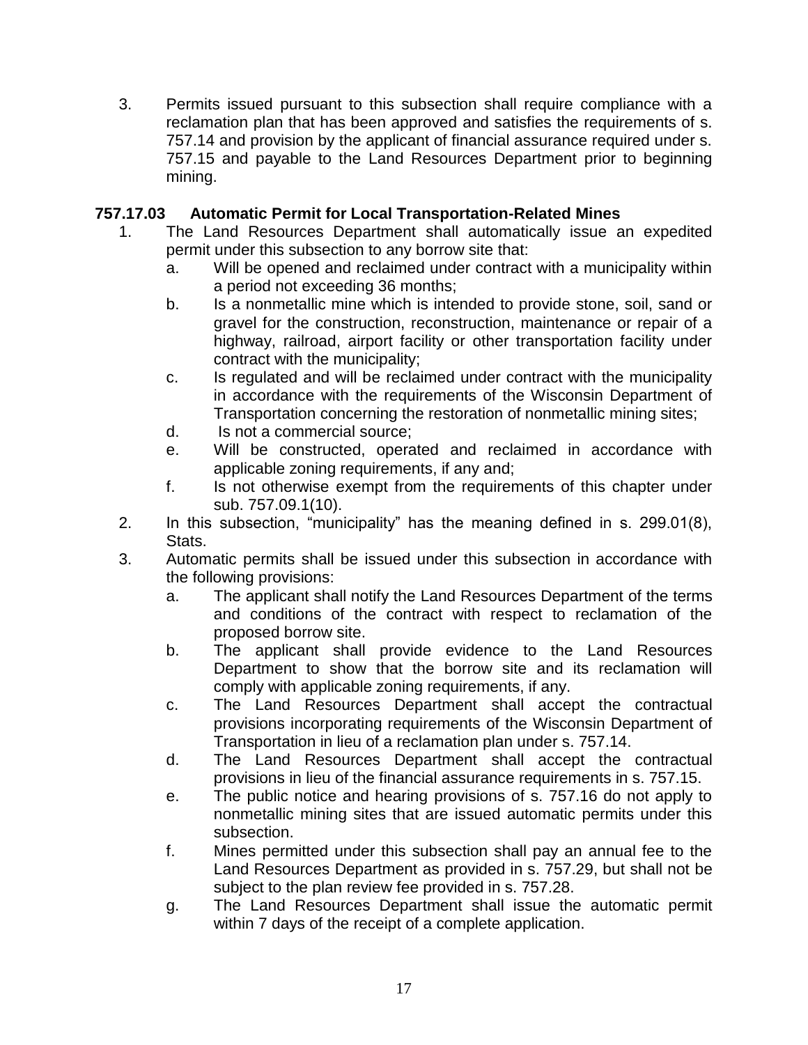3. Permits issued pursuant to this subsection shall require compliance with a reclamation plan that has been approved and satisfies the requirements of s. 757.14 and provision by the applicant of financial assurance required under s. 757.15 and payable to the Land Resources Department prior to beginning mining.

### 757.17.03 Automatic Permit for Local Transportation-Related Mines

1. The Land Resources Department shall automatically issue an expedited permit under this subsection to any borrow site that:
   a. Will be opened and reclaimed under contract with a municipality within a period not exceeding 36 months;
   b. Is a nonmetallic mine which is intended to provide stone, soil, sand or gravel for the construction, reconstruction, maintenance or repair of a highway, railroad, airport facility or other transportation facility under contract with the municipality;
   c. Is regulated and will be reclaimed under contract with the municipality in accordance with the requirements of the Wisconsin Department of Transportation concerning the restoration of nonmetallic mining sites;
   d. Is not a commercial source;
   e. Will be constructed, operated and reclaimed in accordance with applicable zoning requirements, if any and;
   f. Is not otherwise exempt from the requirements of this chapter under sub. 757.09.1(10).
2. In this subsection, "municipality" has the meaning defined in s. 299.01(8), Stats.
3. Automatic permits shall be issued under this subsection in accordance with the following provisions:
   a. The applicant shall notify the Land Resources Department of the terms and conditions of the contract with respect to reclamation of the proposed borrow site.
   b. The applicant shall provide evidence to the Land Resources Department to show that the borrow site and its reclamation will comply with applicable zoning requirements, if any.
   c. The Land Resources Department shall accept the contractual provisions incorporating requirements of the Wisconsin Department of Transportation in lieu of a reclamation plan under s. 757.14.
   d. The Land Resources Department shall accept the contractual provisions in lieu of the financial assurance requirements in s. 757.15.
   e. The public notice and hearing provisions of s. 757.16 do not apply to nonmetallic mining sites that are issued automatic permits under this subsection.
   f. Mines permitted under this subsection shall pay an annual fee to the Land Resources Department as provided in s. 757.29, but shall not be subject to the plan review fee provided in s. 757.28.
   g. The Land Resources Department shall issue the automatic permit within 7 days of the receipt of a complete application.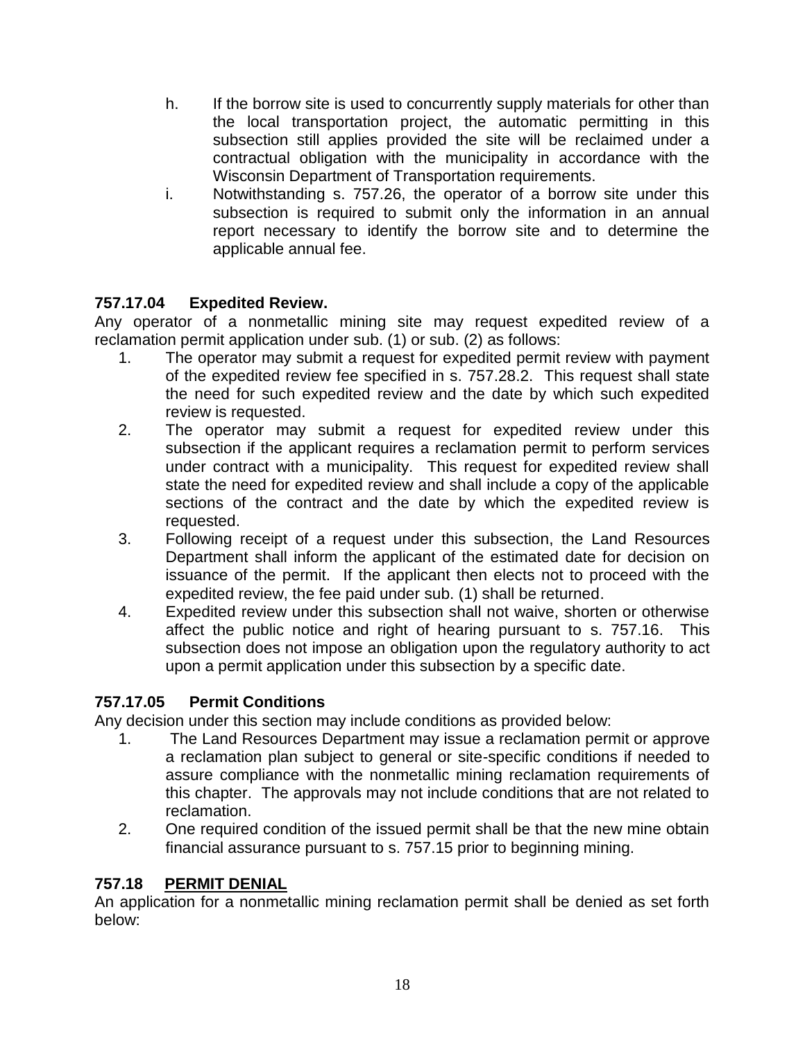h. If the borrow site is used to concurrently supply materials for other than the local transportation project, the automatic permitting in this subsection still applies provided the site will be reclaimed under a contractual obligation with the municipality in accordance with the Wisconsin Department of Transportation requirements.

i. Notwithstanding s. 757.26, the operator of a borrow site under this subsection is required to submit only the information in an annual report necessary to identify the borrow site and to determine the applicable annual fee.

### 757.17.04 Expedited Review.

Any operator of a nonmetallic mining site may request expedited review of a reclamation permit application under sub. (1) or sub. (2) as follows:

1. The operator may submit a request for expedited permit review with payment of the expedited review fee specified in s. 757.28.2. This request shall state the need for such expedited review and the date by which such expedited review is requested.
2. The operator may submit a request for expedited review under this subsection if the applicant requires a reclamation permit to perform services under contract with a municipality. This request for expedited review shall state the need for expedited review and shall include a copy of the applicable sections of the contract and the date by which the expedited review is requested.
3. Following receipt of a request under this subsection, the Land Resources Department shall inform the applicant of the estimated date for decision on issuance of the permit. If the applicant then elects not to proceed with the expedited review, the fee paid under sub. (1) shall be returned.
4. Expedited review under this subsection shall not waive, shorten or otherwise affect the public notice and right of hearing pursuant to s. 757.16. This subsection does not impose an obligation upon the regulatory authority to act upon a permit application under this subsection by a specific date.

### 757.17.05 Permit Conditions

Any decision under this section may include conditions as provided below:

1. The Land Resources Department may issue a reclamation permit or approve a reclamation plan subject to general or site-specific conditions if needed to assure compliance with the nonmetallic mining reclamation requirements of this chapter. The approvals may not include conditions that are not related to reclamation.
2. One required condition of the issued permit shall be that the new mine obtain financial assurance pursuant to s. 757.15 prior to beginning mining.

### 757.18 PERMIT DENIAL

An application for a nonmetallic mining reclamation permit shall be denied as set forth below: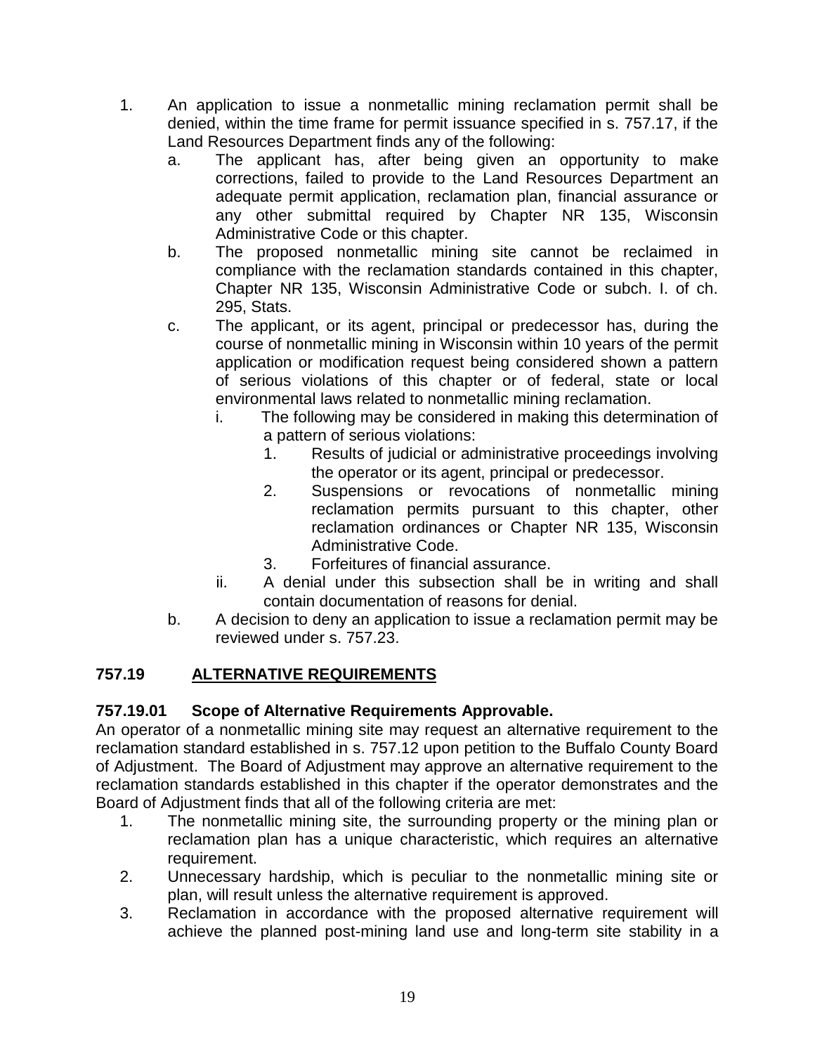1. An application to issue a nonmetallic mining reclamation permit shall be denied, within the time frame for permit issuance specified in s. 757.17, if the Land Resources Department finds any of the following:
   a. The applicant has, after being given an opportunity to make corrections, failed to provide to the Land Resources Department an adequate permit application, reclamation plan, financial assurance or any other submittal required by Chapter NR 135, Wisconsin Administrative Code or this chapter.
   b. The proposed nonmetallic mining site cannot be reclaimed in compliance with the reclamation standards contained in this chapter, Chapter NR 135, Wisconsin Administrative Code or subch. I. of ch. 295, Stats.
   c. The applicant, or its agent, principal or predecessor has, during the course of nonmetallic mining in Wisconsin within 10 years of the permit application or modification request being considered shown a pattern of serious violations of this chapter or of federal, state or local environmental laws related to nonmetallic mining reclamation.
      i. The following may be considered in making this determination of a pattern of serious violations:
         1. Results of judicial or administrative proceedings involving the operator or its agent, principal or predecessor.
         2. Suspensions or revocations of nonmetallic mining reclamation permits pursuant to this chapter, other reclamation ordinances or Chapter NR 135, Wisconsin Administrative Code.
         3. Forfeitures of financial assurance.
      ii. A denial under this subsection shall be in writing and shall contain documentation of reasons for denial.
   b. A decision to deny an application to issue a reclamation permit may be reviewed under s. 757.23.

## 757.19 ALTERNATIVE REQUIREMENTS

### 757.19.01 Scope of Alternative Requirements Approvable.

An operator of a nonmetallic mining site may request an alternative requirement to the reclamation standard established in s. 757.12 upon petition to the Buffalo County Board of Adjustment. The Board of Adjustment may approve an alternative requirement to the reclamation standards established in this chapter if the operator demonstrates and the Board of Adjustment finds that all of the following criteria are met:

1. The nonmetallic mining site, the surrounding property or the mining plan or reclamation plan has a unique characteristic, which requires an alternative requirement.
2. Unnecessary hardship, which is peculiar to the nonmetallic mining site or plan, will result unless the alternative requirement is approved.
3. Reclamation in accordance with the proposed alternative requirement will achieve the planned post-mining land use and long-term site stability in a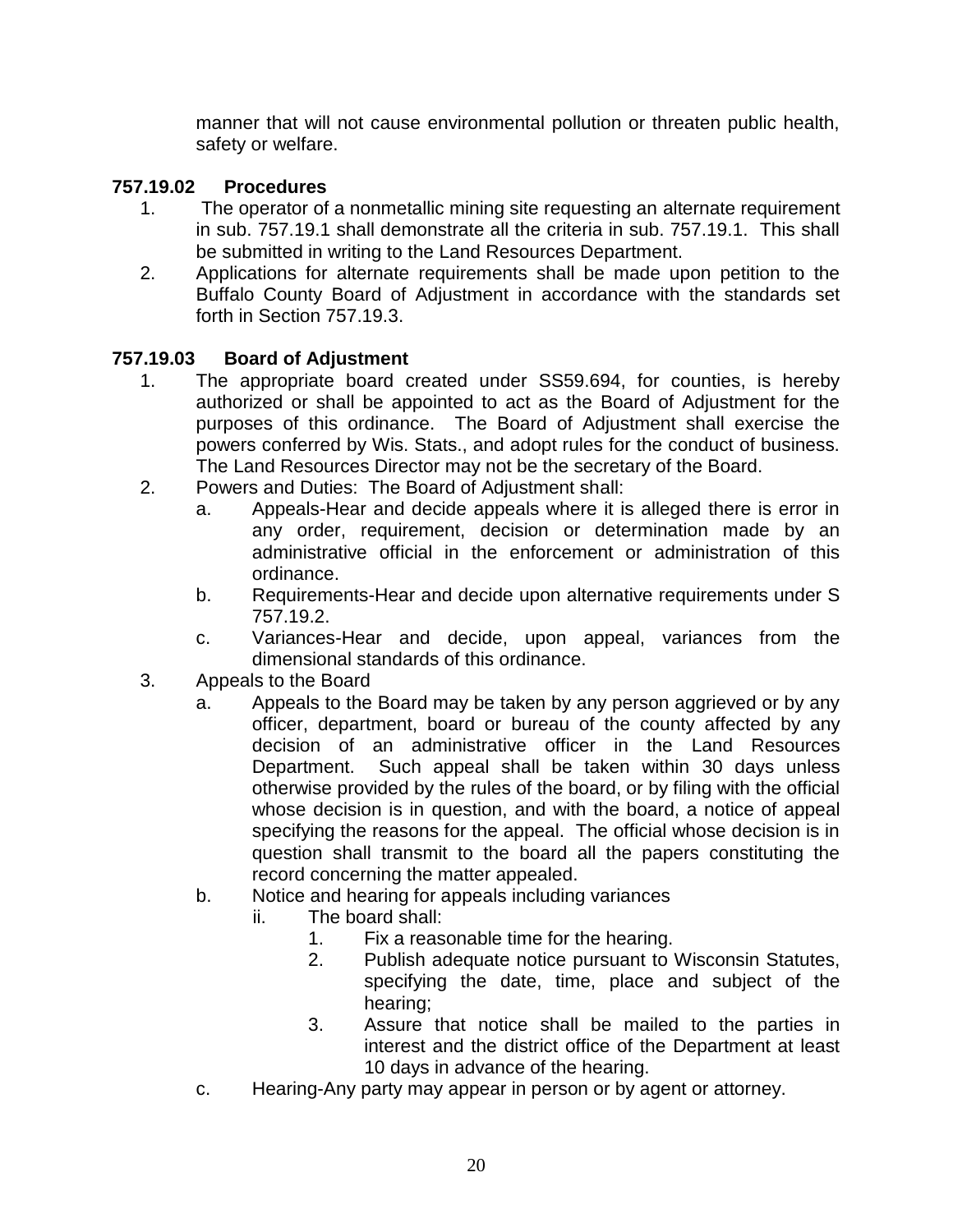manner that will not cause environmental pollution or threaten public health, safety or welfare.

### 757.19.02 Procedures

1. The operator of a nonmetallic mining site requesting an alternate requirement in sub. 757.19.1 shall demonstrate all the criteria in sub. 757.19.1. This shall be submitted in writing to the Land Resources Department.
2. Applications for alternate requirements shall be made upon petition to the Buffalo County Board of Adjustment in accordance with the standards set forth in Section 757.19.3.

### 757.19.03 Board of Adjustment

1. The appropriate board created under SS59.694, for counties, is hereby authorized or shall be appointed to act as the Board of Adjustment for the purposes of this ordinance. The Board of Adjustment shall exercise the powers conferred by Wis. Stats., and adopt rules for the conduct of business. The Land Resources Director may not be the secretary of the Board.
2. Powers and Duties: The Board of Adjustment shall:
   a. Appeals-Hear and decide appeals where it is alleged there is error in any order, requirement, decision or determination made by an administrative official in the enforcement or administration of this ordinance.
   b. Requirements-Hear and decide upon alternative requirements under S 757.19.2.
   c. Variances-Hear and decide, upon appeal, variances from the dimensional standards of this ordinance.
3. Appeals to the Board
   a. Appeals to the Board may be taken by any person aggrieved or by any officer, department, board or bureau of the county affected by any decision of an administrative officer in the Land Resources Department. Such appeal shall be taken within 30 days unless otherwise provided by the rules of the board, or by filing with the official whose decision is in question, and with the board, a notice of appeal specifying the reasons for the appeal. The official whose decision is in question shall transmit to the board all the papers constituting the record concerning the matter appealed.
   b. Notice and hearing for appeals including variances
      ii. The board shall:
         1. Fix a reasonable time for the hearing.
         2. Publish adequate notice pursuant to Wisconsin Statutes, specifying the date, time, place and subject of the hearing;
         3. Assure that notice shall be mailed to the parties in interest and the district office of the Department at least 10 days in advance of the hearing.
   c. Hearing-Any party may appear in person or by agent or attorney.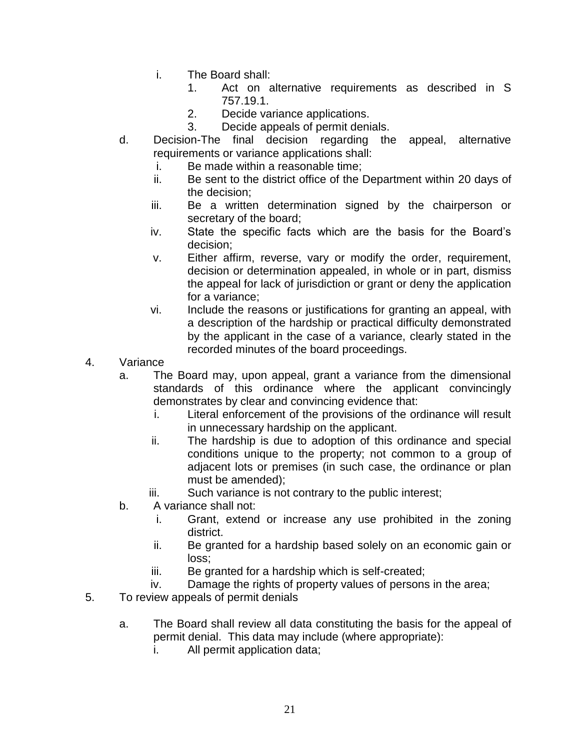i. The Board shall:
   1. Act on alternative requirements as described in S 757.19.1.
   2. Decide variance applications.
   3. Decide appeals of permit denials.

d. Decision-The final decision regarding the appeal, alternative requirements or variance applications shall:
   i. Be made within a reasonable time;
   ii. Be sent to the district office of the Department within 20 days of the decision;
   iii. Be a written determination signed by the chairperson or secretary of the board;
   iv. State the specific facts which are the basis for the Board's decision;
   v. Either affirm, reverse, vary or modify the order, requirement, decision or determination appealed, in whole or in part, dismiss the appeal for lack of jurisdiction or grant or deny the application for a variance;
   vi. Include the reasons or justifications for granting an appeal, with a description of the hardship or practical difficulty demonstrated by the applicant in the case of a variance, clearly stated in the recorded minutes of the board proceedings.

4. Variance
   a. The Board may, upon appeal, grant a variance from the dimensional standards of this ordinance where the applicant convincingly demonstrates by clear and convincing evidence that:
      i. Literal enforcement of the provisions of the ordinance will result in unnecessary hardship on the applicant.
      ii. The hardship is due to adoption of this ordinance and special conditions unique to the property; not common to a group of adjacent lots or premises (in such case, the ordinance or plan must be amended);
      iii. Such variance is not contrary to the public interest;
   b. A variance shall not:
      i. Grant, extend or increase any use prohibited in the zoning district.
      ii. Be granted for a hardship based solely on an economic gain or loss;
      iii. Be granted for a hardship which is self-created;
      iv. Damage the rights of property values of persons in the area;

5. To review appeals of permit denials

   a. The Board shall review all data constituting the basis for the appeal of permit denial. This data may include (where appropriate):
      i. All permit application data;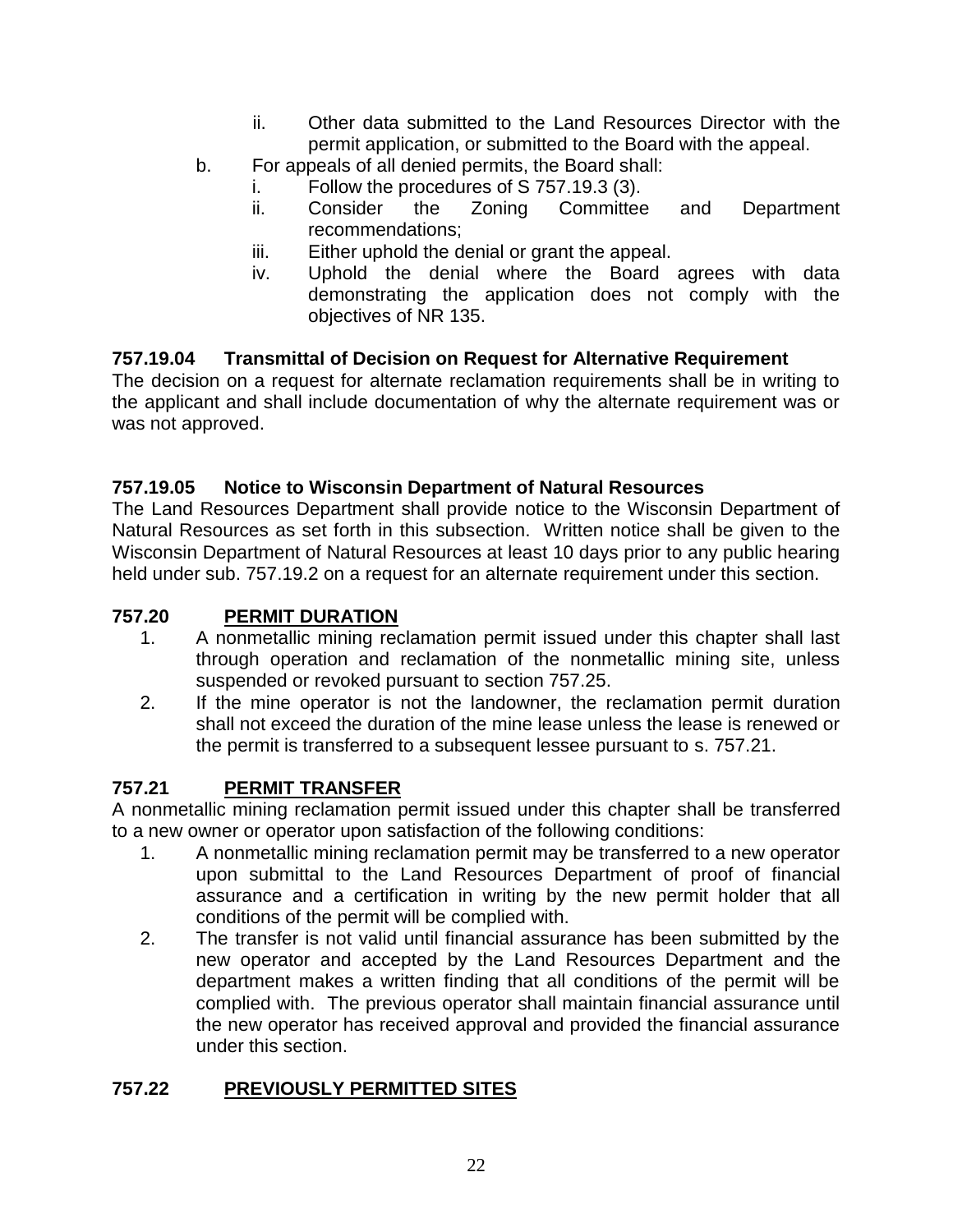- ii. Other data submitted to the Land Resources Director with the permit application, or submitted to the Board with the appeal.

b. For appeals of all denied permits, the Board shall:
   - i. Follow the procedures of S 757.19.3 (3).
   - ii. Consider the Zoning Committee and Department recommendations;
   - iii. Either uphold the denial or grant the appeal.
   - iv. Uphold the denial where the Board agrees with data demonstrating the application does not comply with the objectives of NR 135.

**757.19.04 Transmittal of Decision on Request for Alternative Requirement**

The decision on a request for alternate reclamation requirements shall be in writing to the applicant and shall include documentation of why the alternate requirement was or was not approved.

**757.19.05 Notice to Wisconsin Department of Natural Resources**

The Land Resources Department shall provide notice to the Wisconsin Department of Natural Resources as set forth in this subsection. Written notice shall be given to the Wisconsin Department of Natural Resources at least 10 days prior to any public hearing held under sub. 757.19.2 on a request for an alternate requirement under this section.

## 757.20 PERMIT DURATION

1. A nonmetallic mining reclamation permit issued under this chapter shall last through operation and reclamation of the nonmetallic mining site, unless suspended or revoked pursuant to section 757.25.
2. If the mine operator is not the landowner, the reclamation permit duration shall not exceed the duration of the mine lease unless the lease is renewed or the permit is transferred to a subsequent lessee pursuant to s. 757.21.

## 757.21 PERMIT TRANSFER

A nonmetallic mining reclamation permit issued under this chapter shall be transferred to a new owner or operator upon satisfaction of the following conditions:

1. A nonmetallic mining reclamation permit may be transferred to a new operator upon submittal to the Land Resources Department of proof of financial assurance and a certification in writing by the new permit holder that all conditions of the permit will be complied with.
2. The transfer is not valid until financial assurance has been submitted by the new operator and accepted by the Land Resources Department and the department makes a written finding that all conditions of the permit will be complied with. The previous operator shall maintain financial assurance until the new operator has received approval and provided the financial assurance under this section.

## 757.22 PREVIOUSLY PERMITTED SITES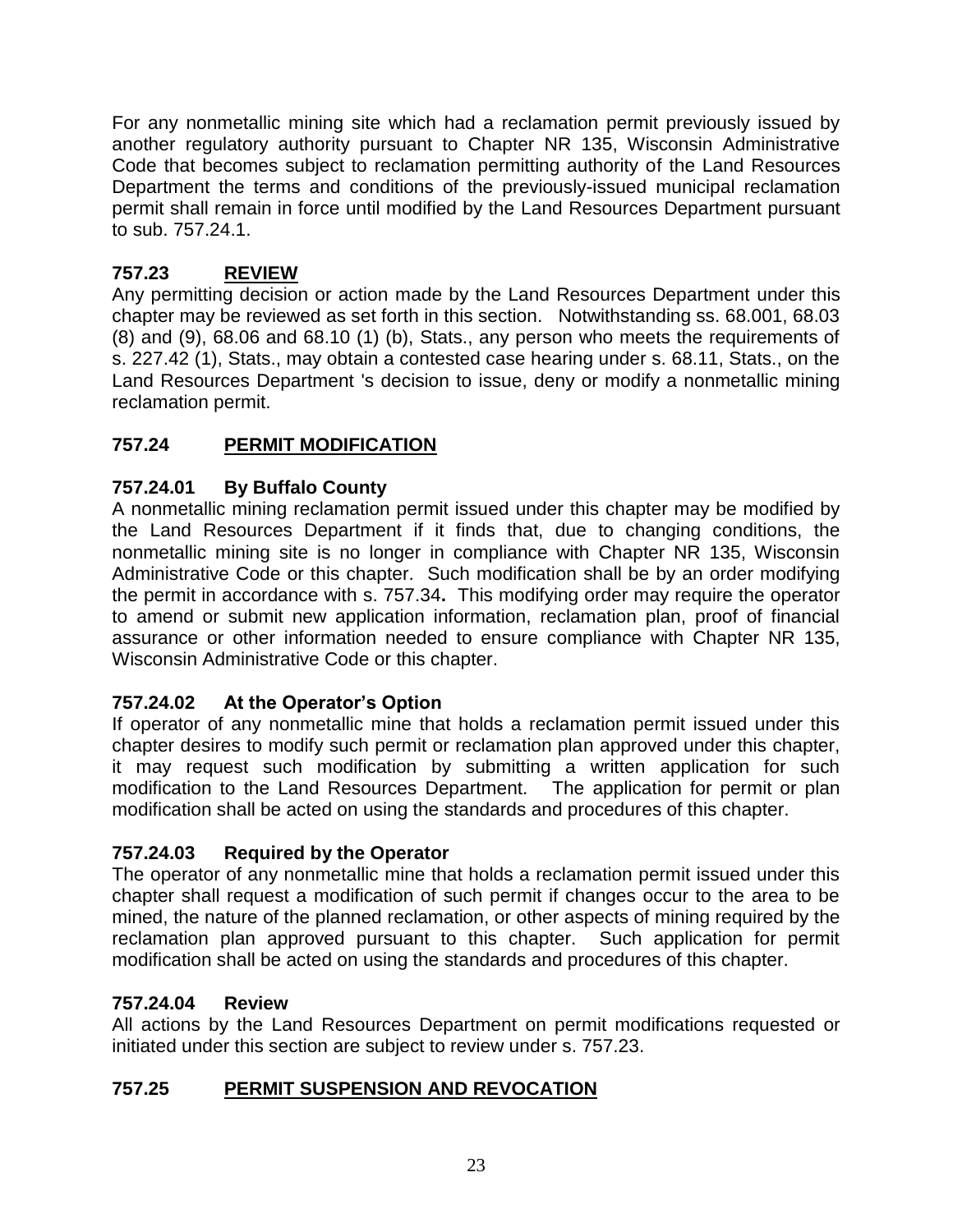For any nonmetallic mining site which had a reclamation permit previously issued by another regulatory authority pursuant to Chapter NR 135, Wisconsin Administrative Code that becomes subject to reclamation permitting authority of the Land Resources Department the terms and conditions of the previously-issued municipal reclamation permit shall remain in force until modified by the Land Resources Department pursuant to sub. 757.24.1.

## 757.23 REVIEW

Any permitting decision or action made by the Land Resources Department under this chapter may be reviewed as set forth in this section. Notwithstanding ss. 68.001, 68.03 (8) and (9), 68.06 and 68.10 (1) (b), Stats., any person who meets the requirements of s. 227.42 (1), Stats., may obtain a contested case hearing under s. 68.11, Stats., on the Land Resources Department 's decision to issue, deny or modify a nonmetallic mining reclamation permit.

## 757.24 PERMIT MODIFICATION

### 757.24.01 By Buffalo County

A nonmetallic mining reclamation permit issued under this chapter may be modified by the Land Resources Department if it finds that, due to changing conditions, the nonmetallic mining site is no longer in compliance with Chapter NR 135, Wisconsin Administrative Code or this chapter. Such modification shall be by an order modifying the permit in accordance with s. 757.34**.** This modifying order may require the operator to amend or submit new application information, reclamation plan, proof of financial assurance or other information needed to ensure compliance with Chapter NR 135, Wisconsin Administrative Code or this chapter.

### 757.24.02 At the Operator's Option

If operator of any nonmetallic mine that holds a reclamation permit issued under this chapter desires to modify such permit or reclamation plan approved under this chapter, it may request such modification by submitting a written application for such modification to the Land Resources Department. The application for permit or plan modification shall be acted on using the standards and procedures of this chapter.

### 757.24.03 Required by the Operator

The operator of any nonmetallic mine that holds a reclamation permit issued under this chapter shall request a modification of such permit if changes occur to the area to be mined, the nature of the planned reclamation, or other aspects of mining required by the reclamation plan approved pursuant to this chapter. Such application for permit modification shall be acted on using the standards and procedures of this chapter.

### 757.24.04 Review

All actions by the Land Resources Department on permit modifications requested or initiated under this section are subject to review under s. 757.23.

## 757.25 PERMIT SUSPENSION AND REVOCATION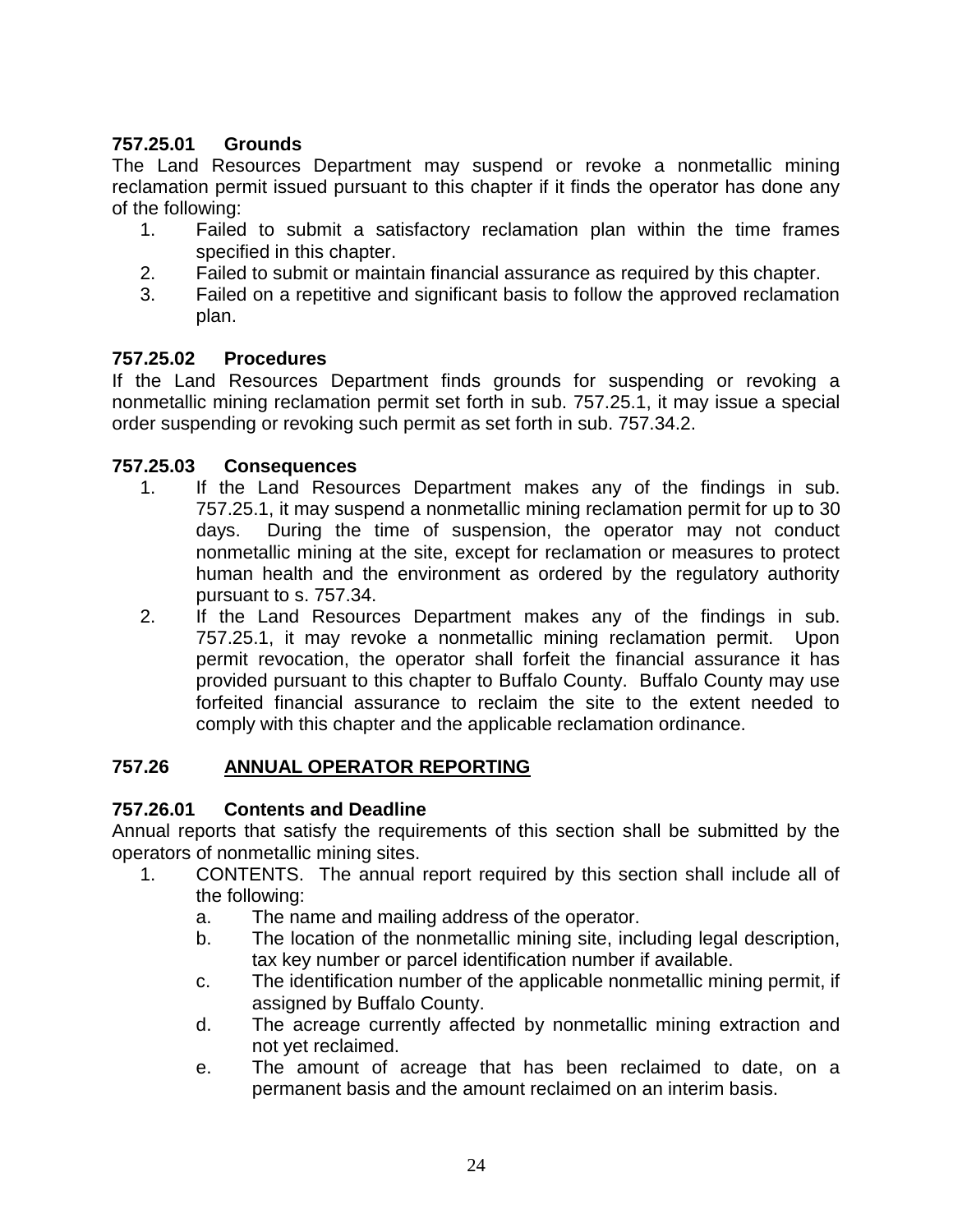### 757.25.01 Grounds

The Land Resources Department may suspend or revoke a nonmetallic mining reclamation permit issued pursuant to this chapter if it finds the operator has done any of the following:

1. Failed to submit a satisfactory reclamation plan within the time frames specified in this chapter.
2. Failed to submit or maintain financial assurance as required by this chapter.
3. Failed on a repetitive and significant basis to follow the approved reclamation plan.

### 757.25.02 Procedures

If the Land Resources Department finds grounds for suspending or revoking a nonmetallic mining reclamation permit set forth in sub. 757.25.1, it may issue a special order suspending or revoking such permit as set forth in sub. 757.34.2.

### 757.25.03 Consequences

1. If the Land Resources Department makes any of the findings in sub. 757.25.1, it may suspend a nonmetallic mining reclamation permit for up to 30 days. During the time of suspension, the operator may not conduct nonmetallic mining at the site, except for reclamation or measures to protect human health and the environment as ordered by the regulatory authority pursuant to s. 757.34.
2. If the Land Resources Department makes any of the findings in sub. 757.25.1, it may revoke a nonmetallic mining reclamation permit. Upon permit revocation, the operator shall forfeit the financial assurance it has provided pursuant to this chapter to Buffalo County. Buffalo County may use forfeited financial assurance to reclaim the site to the extent needed to comply with this chapter and the applicable reclamation ordinance.

## 757.26 ANNUAL OPERATOR REPORTING

### 757.26.01 Contents and Deadline

Annual reports that satisfy the requirements of this section shall be submitted by the operators of nonmetallic mining sites.

1. CONTENTS. The annual report required by this section shall include all of the following:
   a. The name and mailing address of the operator.
   b. The location of the nonmetallic mining site, including legal description, tax key number or parcel identification number if available.
   c. The identification number of the applicable nonmetallic mining permit, if assigned by Buffalo County.
   d. The acreage currently affected by nonmetallic mining extraction and not yet reclaimed.
   e. The amount of acreage that has been reclaimed to date, on a permanent basis and the amount reclaimed on an interim basis.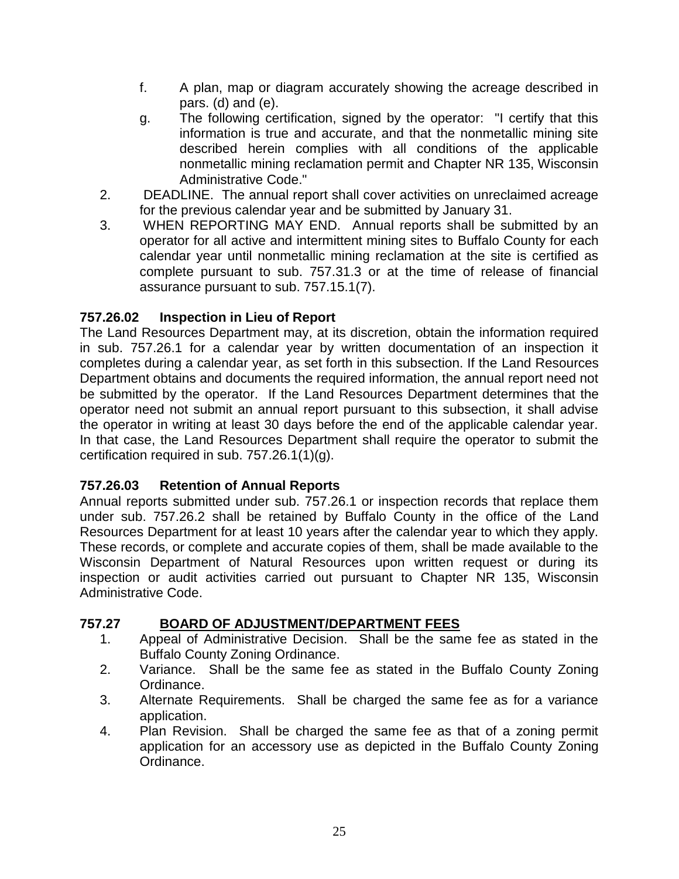f. A plan, map or diagram accurately showing the acreage described in pars. (d) and (e).

g. The following certification, signed by the operator: "I certify that this information is true and accurate, and that the nonmetallic mining site described herein complies with all conditions of the applicable nonmetallic mining reclamation permit and Chapter NR 135, Wisconsin Administrative Code."

2. DEADLINE. The annual report shall cover activities on unreclaimed acreage for the previous calendar year and be submitted by January 31.

3. WHEN REPORTING MAY END. Annual reports shall be submitted by an operator for all active and intermittent mining sites to Buffalo County for each calendar year until nonmetallic mining reclamation at the site is certified as complete pursuant to sub. 757.31.3 or at the time of release of financial assurance pursuant to sub. 757.15.1(7).

### 757.26.02 Inspection in Lieu of Report

The Land Resources Department may, at its discretion, obtain the information required in sub. 757.26.1 for a calendar year by written documentation of an inspection it completes during a calendar year, as set forth in this subsection. If the Land Resources Department obtains and documents the required information, the annual report need not be submitted by the operator. If the Land Resources Department determines that the operator need not submit an annual report pursuant to this subsection, it shall advise the operator in writing at least 30 days before the end of the applicable calendar year. In that case, the Land Resources Department shall require the operator to submit the certification required in sub. 757.26.1(1)(g).

### 757.26.03 Retention of Annual Reports

Annual reports submitted under sub. 757.26.1 or inspection records that replace them under sub. 757.26.2 shall be retained by Buffalo County in the office of the Land Resources Department for at least 10 years after the calendar year to which they apply. These records, or complete and accurate copies of them, shall be made available to the Wisconsin Department of Natural Resources upon written request or during its inspection or audit activities carried out pursuant to Chapter NR 135, Wisconsin Administrative Code.

## 757.27 BOARD OF ADJUSTMENT/DEPARTMENT FEES

1. Appeal of Administrative Decision. Shall be the same fee as stated in the Buffalo County Zoning Ordinance.
2. Variance. Shall be the same fee as stated in the Buffalo County Zoning Ordinance.
3. Alternate Requirements. Shall be charged the same fee as for a variance application.
4. Plan Revision. Shall be charged the same fee as that of a zoning permit application for an accessory use as depicted in the Buffalo County Zoning Ordinance.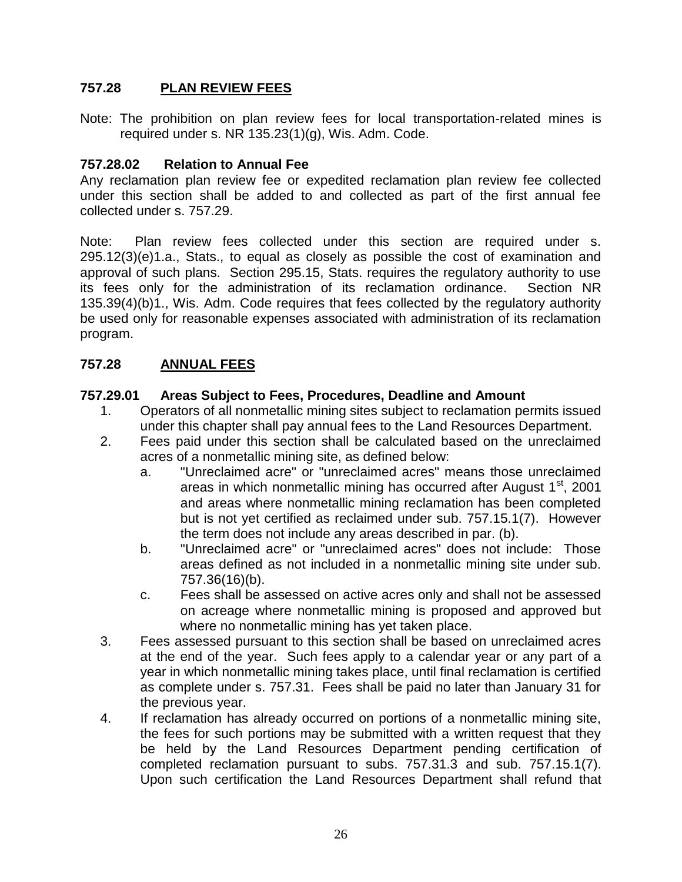### 757.28 PLAN REVIEW FEES

Note: The prohibition on plan review fees for local transportation-related mines is required under s. NR 135.23(1)(g), Wis. Adm. Code.

**757.28.02 Relation to Annual Fee**

Any reclamation plan review fee or expedited reclamation plan review fee collected under this section shall be added to and collected as part of the first annual fee collected under s. 757.29.

Note: Plan review fees collected under this section are required under s. 295.12(3)(e)1.a., Stats., to equal as closely as possible the cost of examination and approval of such plans. Section 295.15, Stats. requires the regulatory authority to use its fees only for the administration of its reclamation ordinance. Section NR 135.39(4)(b)1., Wis. Adm. Code requires that fees collected by the regulatory authority be used only for reasonable expenses associated with administration of its reclamation program.

### 757.28 ANNUAL FEES

**757.29.01 Areas Subject to Fees, Procedures, Deadline and Amount**

1. Operators of all nonmetallic mining sites subject to reclamation permits issued under this chapter shall pay annual fees to the Land Resources Department.
2. Fees paid under this section shall be calculated based on the unreclaimed acres of a nonmetallic mining site, as defined below:
   a. "Unreclaimed acre" or "unreclaimed acres" means those unreclaimed areas in which nonmetallic mining has occurred after August 1st, 2001 and areas where nonmetallic mining reclamation has been completed but is not yet certified as reclaimed under sub. 757.15.1(7). However the term does not include any areas described in par. (b).
   b. "Unreclaimed acre" or "unreclaimed acres" does not include: Those areas defined as not included in a nonmetallic mining site under sub. 757.36(16)(b).
   c. Fees shall be assessed on active acres only and shall not be assessed on acreage where nonmetallic mining is proposed and approved but where no nonmetallic mining has yet taken place.
3. Fees assessed pursuant to this section shall be based on unreclaimed acres at the end of the year. Such fees apply to a calendar year or any part of a year in which nonmetallic mining takes place, until final reclamation is certified as complete under s. 757.31. Fees shall be paid no later than January 31 for the previous year.
4. If reclamation has already occurred on portions of a nonmetallic mining site, the fees for such portions may be submitted with a written request that they be held by the Land Resources Department pending certification of completed reclamation pursuant to subs. 757.31.3 and sub. 757.15.1(7). Upon such certification the Land Resources Department shall refund that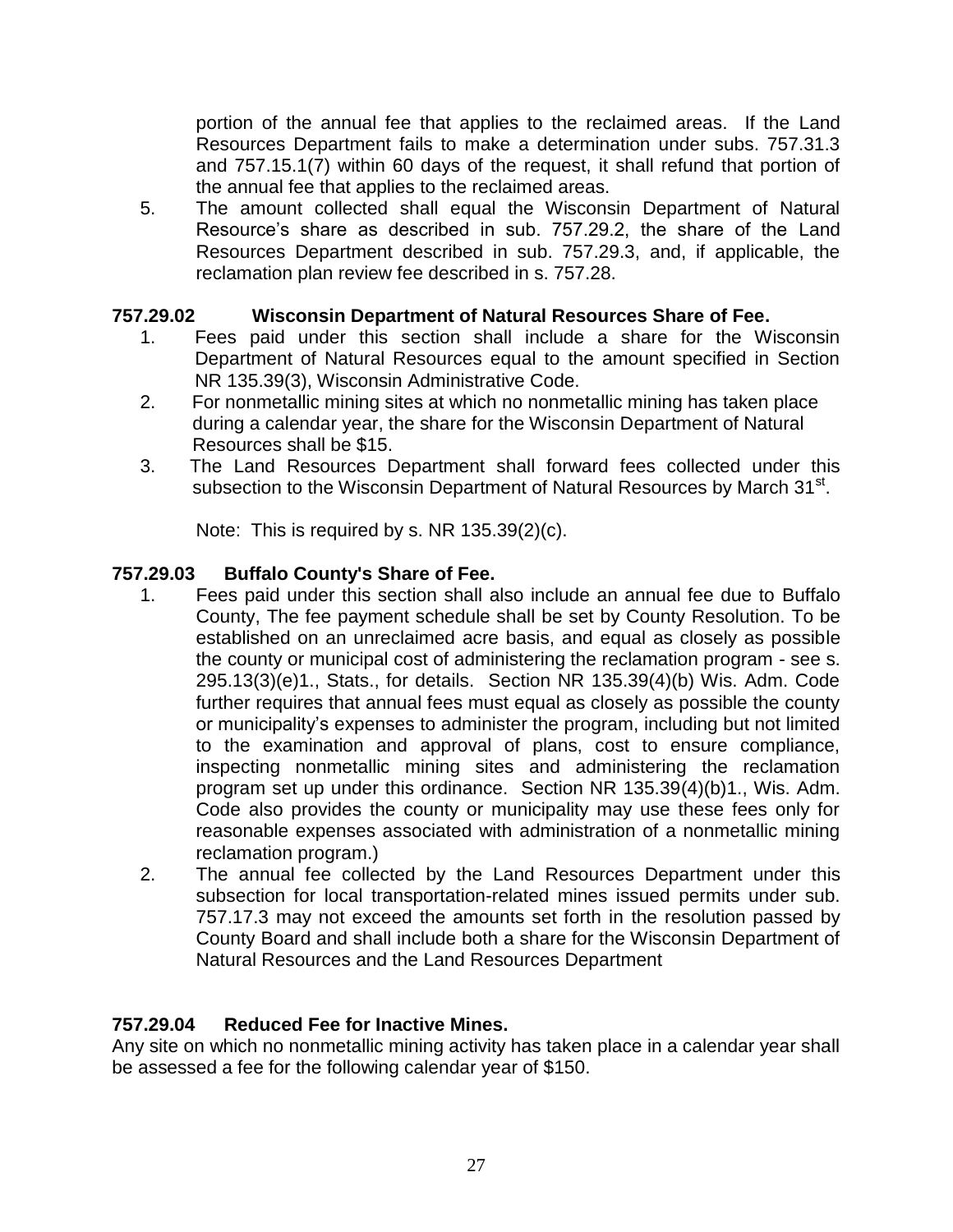portion of the annual fee that applies to the reclaimed areas. If the Land Resources Department fails to make a determination under subs. 757.31.3 and 757.15.1(7) within 60 days of the request, it shall refund that portion of the annual fee that applies to the reclaimed areas.

5. The amount collected shall equal the Wisconsin Department of Natural Resource's share as described in sub. 757.29.2, the share of the Land Resources Department described in sub. 757.29.3, and, if applicable, the reclamation plan review fee described in s. 757.28.

### 757.29.02 Wisconsin Department of Natural Resources Share of Fee.

1. Fees paid under this section shall include a share for the Wisconsin Department of Natural Resources equal to the amount specified in Section NR 135.39(3), Wisconsin Administrative Code.
2. For nonmetallic mining sites at which no nonmetallic mining has taken place during a calendar year, the share for the Wisconsin Department of Natural Resources shall be $15.
3. The Land Resources Department shall forward fees collected under this subsection to the Wisconsin Department of Natural Resources by March 31st.

   Note: This is required by s. NR 135.39(2)(c).

### 757.29.03 Buffalo County's Share of Fee.

1. Fees paid under this section shall also include an annual fee due to Buffalo County, The fee payment schedule shall be set by County Resolution. To be established on an unreclaimed acre basis, and equal as closely as possible the county or municipal cost of administering the reclamation program - see s. 295.13(3)(e)1., Stats., for details. Section NR 135.39(4)(b) Wis. Adm. Code further requires that annual fees must equal as closely as possible the county or municipality's expenses to administer the program, including but not limited to the examination and approval of plans, cost to ensure compliance, inspecting nonmetallic mining sites and administering the reclamation program set up under this ordinance. Section NR 135.39(4)(b)1., Wis. Adm. Code also provides the county or municipality may use these fees only for reasonable expenses associated with administration of a nonmetallic mining reclamation program.)
2. The annual fee collected by the Land Resources Department under this subsection for local transportation-related mines issued permits under sub. 757.17.3 may not exceed the amounts set forth in the resolution passed by County Board and shall include both a share for the Wisconsin Department of Natural Resources and the Land Resources Department

### 757.29.04 Reduced Fee for Inactive Mines.

Any site on which no nonmetallic mining activity has taken place in a calendar year shall be assessed a fee for the following calendar year of $150.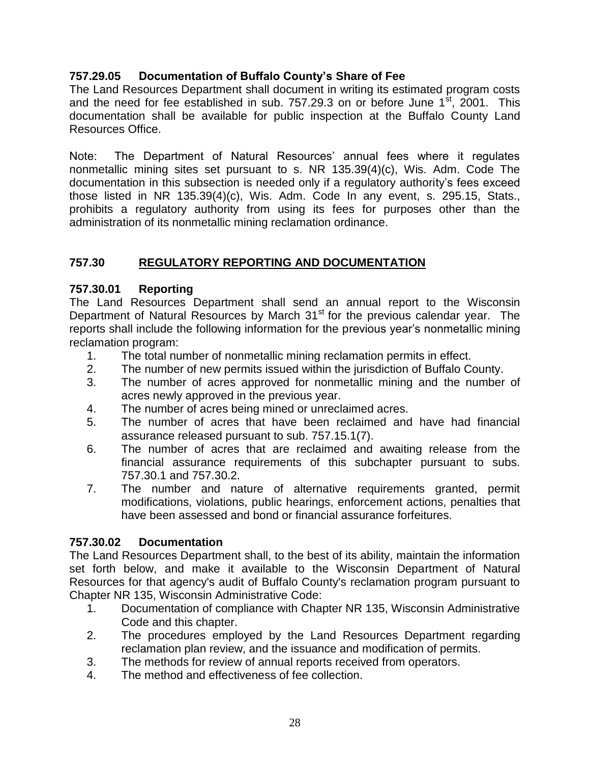### 757.29.05 Documentation of Buffalo County's Share of Fee

The Land Resources Department shall document in writing its estimated program costs and the need for fee established in sub. 757.29.3 on or before June 1st, 2001. This documentation shall be available for public inspection at the Buffalo County Land Resources Office.

Note: The Department of Natural Resources' annual fees where it regulates nonmetallic mining sites set pursuant to s. NR 135.39(4)(c), Wis. Adm. Code The documentation in this subsection is needed only if a regulatory authority's fees exceed those listed in NR 135.39(4)(c), Wis. Adm. Code In any event, s. 295.15, Stats., prohibits a regulatory authority from using its fees for purposes other than the administration of its nonmetallic mining reclamation ordinance.

## 757.30 REGULATORY REPORTING AND DOCUMENTATION

### 757.30.01 Reporting

The Land Resources Department shall send an annual report to the Wisconsin Department of Natural Resources by March 31st for the previous calendar year. The reports shall include the following information for the previous year's nonmetallic mining reclamation program:

1. The total number of nonmetallic mining reclamation permits in effect.
2. The number of new permits issued within the jurisdiction of Buffalo County.
3. The number of acres approved for nonmetallic mining and the number of acres newly approved in the previous year.
4. The number of acres being mined or unreclaimed acres.
5. The number of acres that have been reclaimed and have had financial assurance released pursuant to sub. 757.15.1(7).
6. The number of acres that are reclaimed and awaiting release from the financial assurance requirements of this subchapter pursuant to subs. 757.30.1 and 757.30.2.
7. The number and nature of alternative requirements granted, permit modifications, violations, public hearings, enforcement actions, penalties that have been assessed and bond or financial assurance forfeitures.

### 757.30.02 Documentation

The Land Resources Department shall, to the best of its ability, maintain the information set forth below, and make it available to the Wisconsin Department of Natural Resources for that agency's audit of Buffalo County's reclamation program pursuant to Chapter NR 135, Wisconsin Administrative Code:

1. Documentation of compliance with Chapter NR 135, Wisconsin Administrative Code and this chapter.
2. The procedures employed by the Land Resources Department regarding reclamation plan review, and the issuance and modification of permits.
3. The methods for review of annual reports received from operators.
4. The method and effectiveness of fee collection.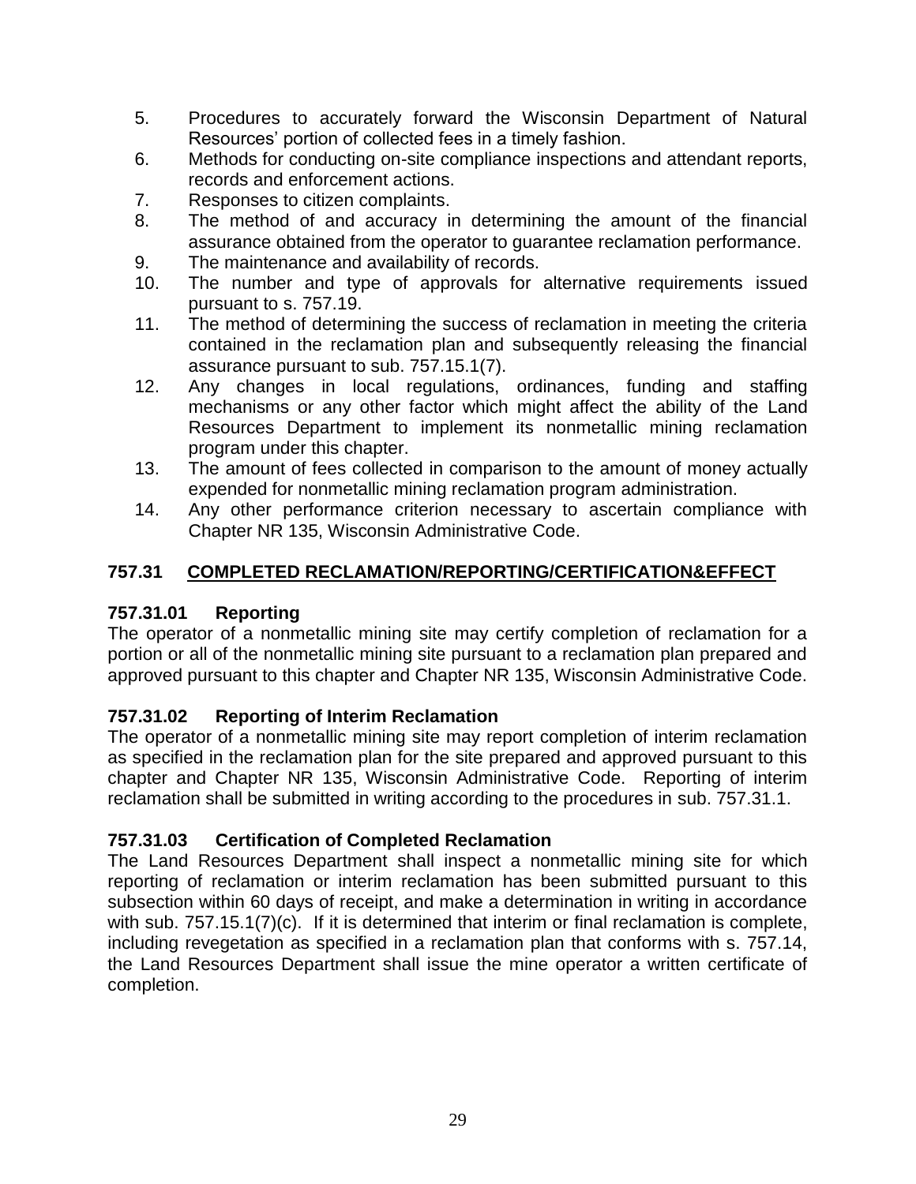5. Procedures to accurately forward the Wisconsin Department of Natural Resources' portion of collected fees in a timely fashion.
6. Methods for conducting on-site compliance inspections and attendant reports, records and enforcement actions.
7. Responses to citizen complaints.
8. The method of and accuracy in determining the amount of the financial assurance obtained from the operator to guarantee reclamation performance.
9. The maintenance and availability of records.
10. The number and type of approvals for alternative requirements issued pursuant to s. 757.19.
11. The method of determining the success of reclamation in meeting the criteria contained in the reclamation plan and subsequently releasing the financial assurance pursuant to sub. 757.15.1(7).
12. Any changes in local regulations, ordinances, funding and staffing mechanisms or any other factor which might affect the ability of the Land Resources Department to implement its nonmetallic mining reclamation program under this chapter.
13. The amount of fees collected in comparison to the amount of money actually expended for nonmetallic mining reclamation program administration.
14. Any other performance criterion necessary to ascertain compliance with Chapter NR 135, Wisconsin Administrative Code.

## 757.31 COMPLETED RECLAMATION/REPORTING/CERTIFICATION&EFFECT

### 757.31.01 Reporting

The operator of a nonmetallic mining site may certify completion of reclamation for a portion or all of the nonmetallic mining site pursuant to a reclamation plan prepared and approved pursuant to this chapter and Chapter NR 135, Wisconsin Administrative Code.

### 757.31.02 Reporting of Interim Reclamation

The operator of a nonmetallic mining site may report completion of interim reclamation as specified in the reclamation plan for the site prepared and approved pursuant to this chapter and Chapter NR 135, Wisconsin Administrative Code. Reporting of interim reclamation shall be submitted in writing according to the procedures in sub. 757.31.1.

### 757.31.03 Certification of Completed Reclamation

The Land Resources Department shall inspect a nonmetallic mining site for which reporting of reclamation or interim reclamation has been submitted pursuant to this subsection within 60 days of receipt, and make a determination in writing in accordance with sub. 757.15.1(7)(c). If it is determined that interim or final reclamation is complete, including revegetation as specified in a reclamation plan that conforms with s. 757.14, the Land Resources Department shall issue the mine operator a written certificate of completion.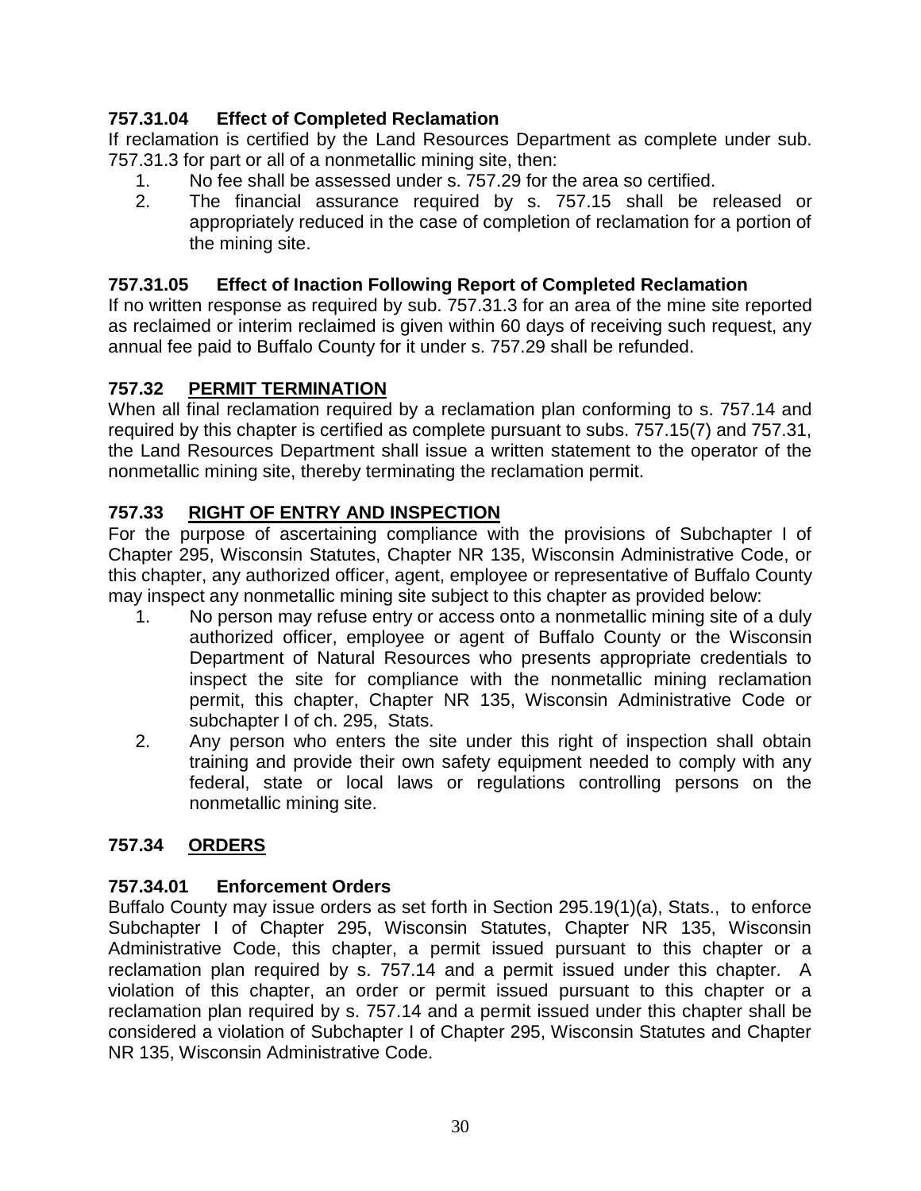### 757.31.04 Effect of Completed Reclamation

If reclamation is certified by the Land Resources Department as complete under sub. 757.31.3 for part or all of a nonmetallic mining site, then:

1. No fee shall be assessed under s. 757.29 for the area so certified.
2. The financial assurance required by s. 757.15 shall be released or appropriately reduced in the case of completion of reclamation for a portion of the mining site.

### 757.31.05 Effect of Inaction Following Report of Completed Reclamation

If no written response as required by sub. 757.31.3 for an area of the mine site reported as reclaimed or interim reclaimed is given within 60 days of receiving such request, any annual fee paid to Buffalo County for it under s. 757.29 shall be refunded.

## 757.32 <u>PERMIT TERMINATION</u>

When all final reclamation required by a reclamation plan conforming to s. 757.14 and required by this chapter is certified as complete pursuant to subs. 757.15(7) and 757.31, the Land Resources Department shall issue a written statement to the operator of the nonmetallic mining site, thereby terminating the reclamation permit.

## 757.33 <u>RIGHT OF ENTRY AND INSPECTION</u>

For the purpose of ascertaining compliance with the provisions of Subchapter I of Chapter 295, Wisconsin Statutes, Chapter NR 135, Wisconsin Administrative Code, or this chapter, any authorized officer, agent, employee or representative of Buffalo County may inspect any nonmetallic mining site subject to this chapter as provided below:

1. No person may refuse entry or access onto a nonmetallic mining site of a duly authorized officer, employee or agent of Buffalo County or the Wisconsin Department of Natural Resources who presents appropriate credentials to inspect the site for compliance with the nonmetallic mining reclamation permit, this chapter, Chapter NR 135, Wisconsin Administrative Code or subchapter I of ch. 295, Stats.
2. Any person who enters the site under this right of inspection shall obtain training and provide their own safety equipment needed to comply with any federal, state or local laws or regulations controlling persons on the nonmetallic mining site.

## 757.34 <u>ORDERS</u>

### 757.34.01 Enforcement Orders

Buffalo County may issue orders as set forth in Section 295.19(1)(a), Stats., to enforce Subchapter I of Chapter 295, Wisconsin Statutes, Chapter NR 135, Wisconsin Administrative Code, this chapter, a permit issued pursuant to this chapter or a reclamation plan required by s. 757.14 and a permit issued under this chapter. A violation of this chapter, an order or permit issued pursuant to this chapter or a reclamation plan required by s. 757.14 and a permit issued under this chapter shall be considered a violation of Subchapter I of Chapter 295, Wisconsin Statutes and Chapter NR 135, Wisconsin Administrative Code.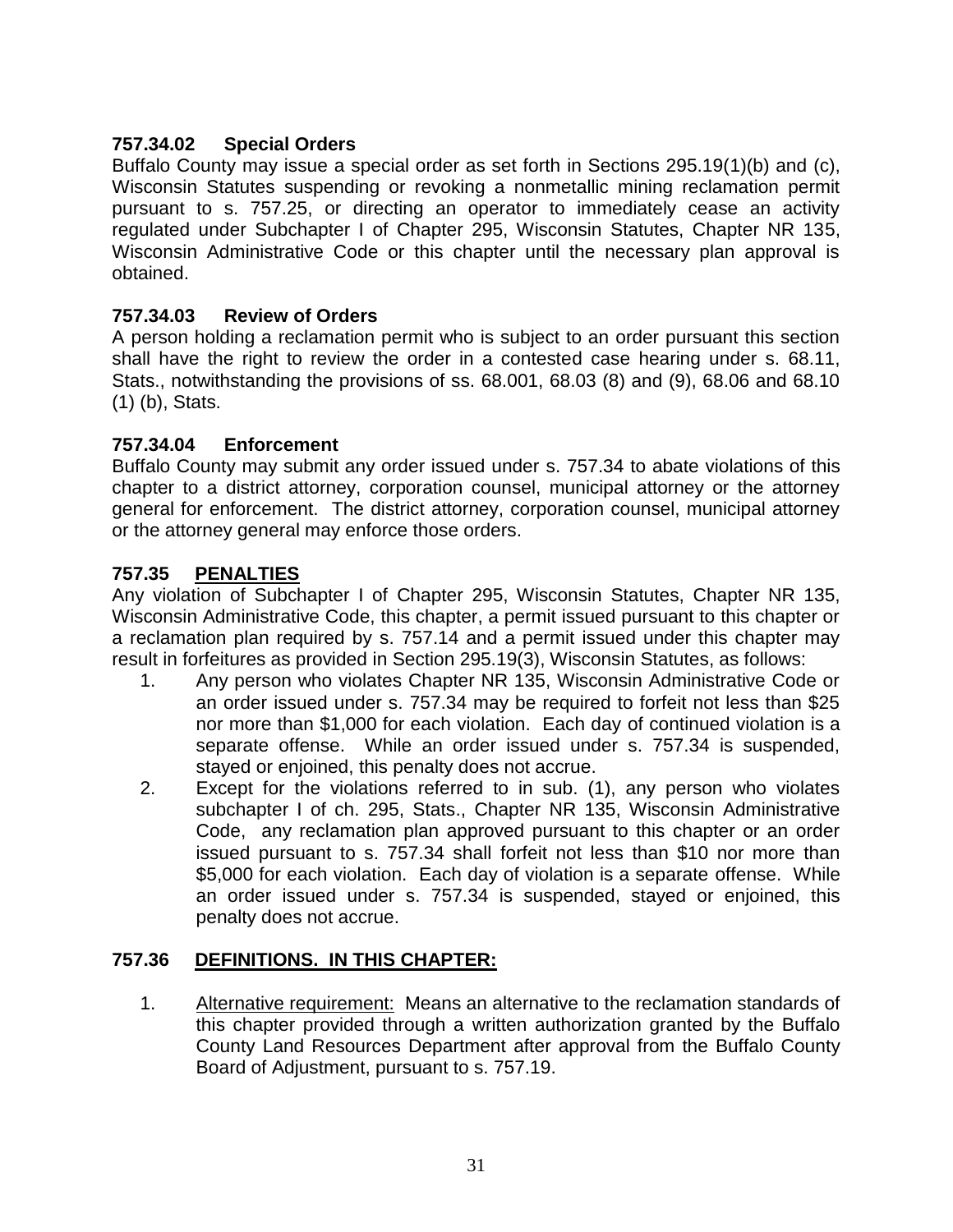### 757.34.02 Special Orders

Buffalo County may issue a special order as set forth in Sections 295.19(1)(b) and (c), Wisconsin Statutes suspending or revoking a nonmetallic mining reclamation permit pursuant to s. 757.25, or directing an operator to immediately cease an activity regulated under Subchapter I of Chapter 295, Wisconsin Statutes, Chapter NR 135, Wisconsin Administrative Code or this chapter until the necessary plan approval is obtained.

### 757.34.03 Review of Orders

A person holding a reclamation permit who is subject to an order pursuant this section shall have the right to review the order in a contested case hearing under s. 68.11, Stats., notwithstanding the provisions of ss. 68.001, 68.03 (8) and (9), 68.06 and 68.10 (1) (b), Stats.

### 757.34.04 Enforcement

Buffalo County may submit any order issued under s. 757.34 to abate violations of this chapter to a district attorney, corporation counsel, municipal attorney or the attorney general for enforcement. The district attorney, corporation counsel, municipal attorney or the attorney general may enforce those orders.

## 757.35 <u>PENALTIES</u>

Any violation of Subchapter I of Chapter 295, Wisconsin Statutes, Chapter NR 135, Wisconsin Administrative Code, this chapter, a permit issued pursuant to this chapter or a reclamation plan required by s. 757.14 and a permit issued under this chapter may result in forfeitures as provided in Section 295.19(3), Wisconsin Statutes, as follows:

1. Any person who violates Chapter NR 135, Wisconsin Administrative Code or an order issued under s. 757.34 may be required to forfeit not less than $25 nor more than $1,000 for each violation. Each day of continued violation is a separate offense. While an order issued under s. 757.34 is suspended, stayed or enjoined, this penalty does not accrue.
2. Except for the violations referred to in sub. (1), any person who violates subchapter I of ch. 295, Stats., Chapter NR 135, Wisconsin Administrative Code, any reclamation plan approved pursuant to this chapter or an order issued pursuant to s. 757.34 shall forfeit not less than $10 nor more than $5,000 for each violation. Each day of violation is a separate offense. While an order issued under s. 757.34 is suspended, stayed or enjoined, this penalty does not accrue.

## 757.36 <u>DEFINITIONS. IN THIS CHAPTER:</u>

1. <u>Alternative requirement:</u> Means an alternative to the reclamation standards of this chapter provided through a written authorization granted by the Buffalo County Land Resources Department after approval from the Buffalo County Board of Adjustment, pursuant to s. 757.19.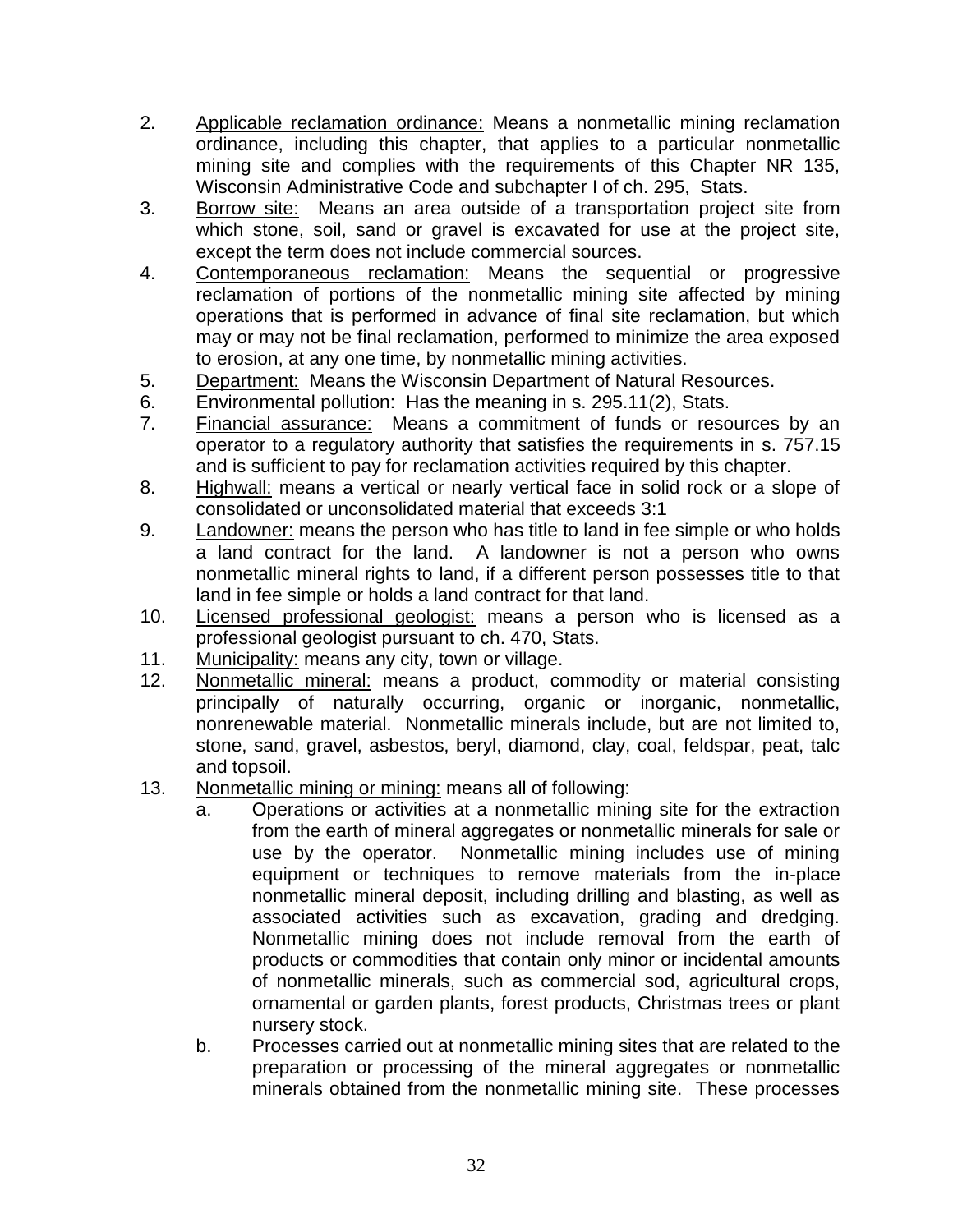2. Applicable reclamation ordinance: Means a nonmetallic mining reclamation ordinance, including this chapter, that applies to a particular nonmetallic mining site and complies with the requirements of this Chapter NR 135, Wisconsin Administrative Code and subchapter I of ch. 295, Stats.
3. Borrow site: Means an area outside of a transportation project site from which stone, soil, sand or gravel is excavated for use at the project site, except the term does not include commercial sources.
4. Contemporaneous reclamation: Means the sequential or progressive reclamation of portions of the nonmetallic mining site affected by mining operations that is performed in advance of final site reclamation, but which may or may not be final reclamation, performed to minimize the area exposed to erosion, at any one time, by nonmetallic mining activities.
5. Department: Means the Wisconsin Department of Natural Resources.
6. Environmental pollution: Has the meaning in s. 295.11(2), Stats.
7. Financial assurance: Means a commitment of funds or resources by an operator to a regulatory authority that satisfies the requirements in s. 757.15 and is sufficient to pay for reclamation activities required by this chapter.
8. Highwall: means a vertical or nearly vertical face in solid rock or a slope of consolidated or unconsolidated material that exceeds 3:1
9. Landowner: means the person who has title to land in fee simple or who holds a land contract for the land. A landowner is not a person who owns nonmetallic mineral rights to land, if a different person possesses title to that land in fee simple or holds a land contract for that land.
10. Licensed professional geologist: means a person who is licensed as a professional geologist pursuant to ch. 470, Stats.
11. Municipality: means any city, town or village.
12. Nonmetallic mineral: means a product, commodity or material consisting principally of naturally occurring, organic or inorganic, nonmetallic, nonrenewable material. Nonmetallic minerals include, but are not limited to, stone, sand, gravel, asbestos, beryl, diamond, clay, coal, feldspar, peat, talc and topsoil.
13. Nonmetallic mining or mining: means all of following:
    a. Operations or activities at a nonmetallic mining site for the extraction from the earth of mineral aggregates or nonmetallic minerals for sale or use by the operator. Nonmetallic mining includes use of mining equipment or techniques to remove materials from the in-place nonmetallic mineral deposit, including drilling and blasting, as well as associated activities such as excavation, grading and dredging. Nonmetallic mining does not include removal from the earth of products or commodities that contain only minor or incidental amounts of nonmetallic minerals, such as commercial sod, agricultural crops, ornamental or garden plants, forest products, Christmas trees or plant nursery stock.
    b. Processes carried out at nonmetallic mining sites that are related to the preparation or processing of the mineral aggregates or nonmetallic minerals obtained from the nonmetallic mining site. These processes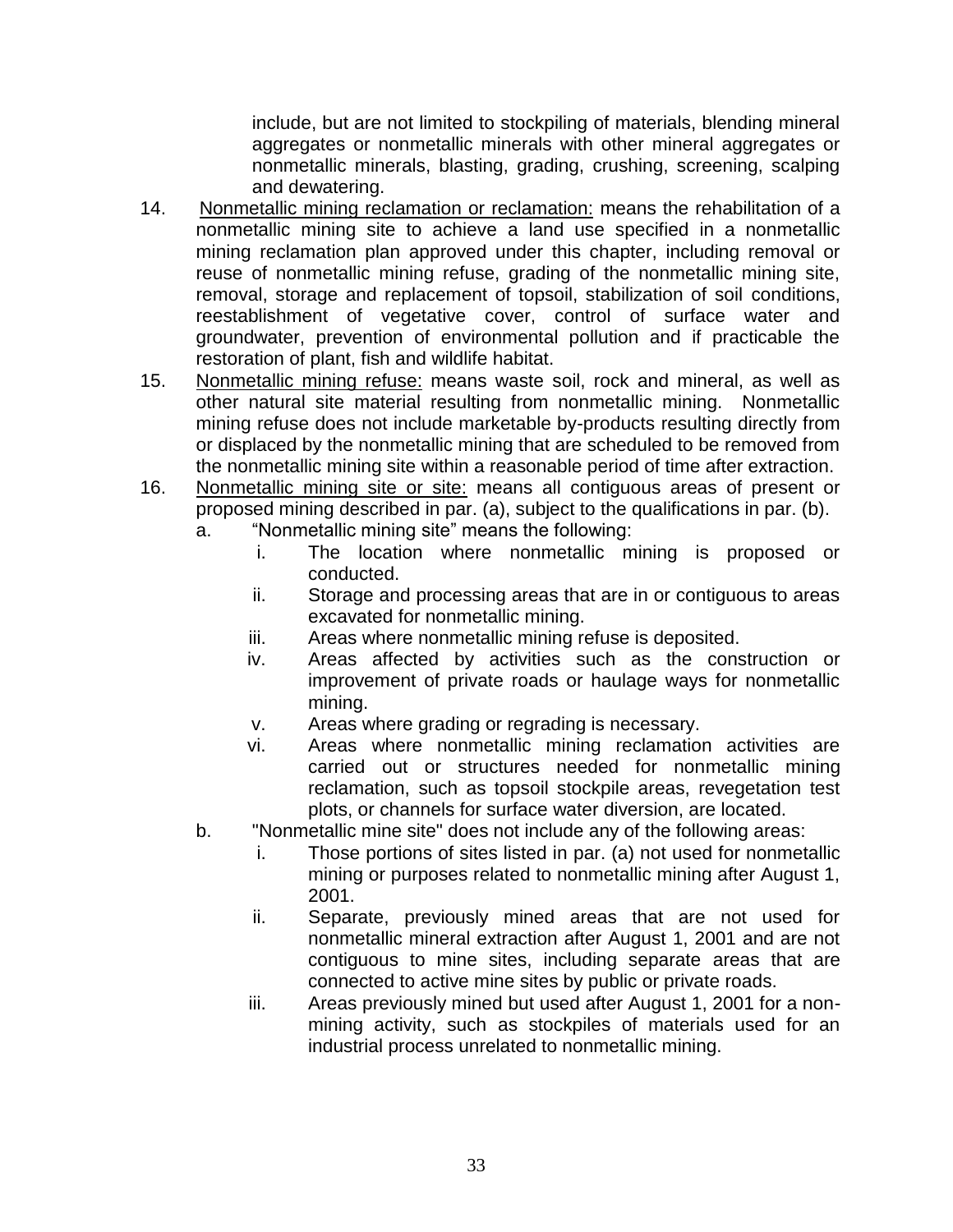include, but are not limited to stockpiling of materials, blending mineral aggregates or nonmetallic minerals with other mineral aggregates or nonmetallic minerals, blasting, grading, crushing, screening, scalping and dewatering.

14. <u>Nonmetallic mining reclamation or reclamation:</u> means the rehabilitation of a nonmetallic mining site to achieve a land use specified in a nonmetallic mining reclamation plan approved under this chapter, including removal or reuse of nonmetallic mining refuse, grading of the nonmetallic mining site, removal, storage and replacement of topsoil, stabilization of soil conditions, reestablishment of vegetative cover, control of surface water and groundwater, prevention of environmental pollution and if practicable the restoration of plant, fish and wildlife habitat.
15. <u>Nonmetallic mining refuse:</u> means waste soil, rock and mineral, as well as other natural site material resulting from nonmetallic mining. Nonmetallic mining refuse does not include marketable by-products resulting directly from or displaced by the nonmetallic mining that are scheduled to be removed from the nonmetallic mining site within a reasonable period of time after extraction.
16. <u>Nonmetallic mining site or site:</u> means all contiguous areas of present or proposed mining described in par. (a), subject to the qualifications in par. (b).
    a. "Nonmetallic mining site" means the following:
        i. The location where nonmetallic mining is proposed or conducted.
        ii. Storage and processing areas that are in or contiguous to areas excavated for nonmetallic mining.
        iii. Areas where nonmetallic mining refuse is deposited.
        iv. Areas affected by activities such as the construction or improvement of private roads or haulage ways for nonmetallic mining.
        v. Areas where grading or regrading is necessary.
        vi. Areas where nonmetallic mining reclamation activities are carried out or structures needed for nonmetallic mining reclamation, such as topsoil stockpile areas, revegetation test plots, or channels for surface water diversion, are located.
    b. "Nonmetallic mine site" does not include any of the following areas:
        i. Those portions of sites listed in par. (a) not used for nonmetallic mining or purposes related to nonmetallic mining after August 1, 2001.
        ii. Separate, previously mined areas that are not used for nonmetallic mineral extraction after August 1, 2001 and are not contiguous to mine sites, including separate areas that are connected to active mine sites by public or private roads.
        iii. Areas previously mined but used after August 1, 2001 for a non-mining activity, such as stockpiles of materials used for an industrial process unrelated to nonmetallic mining.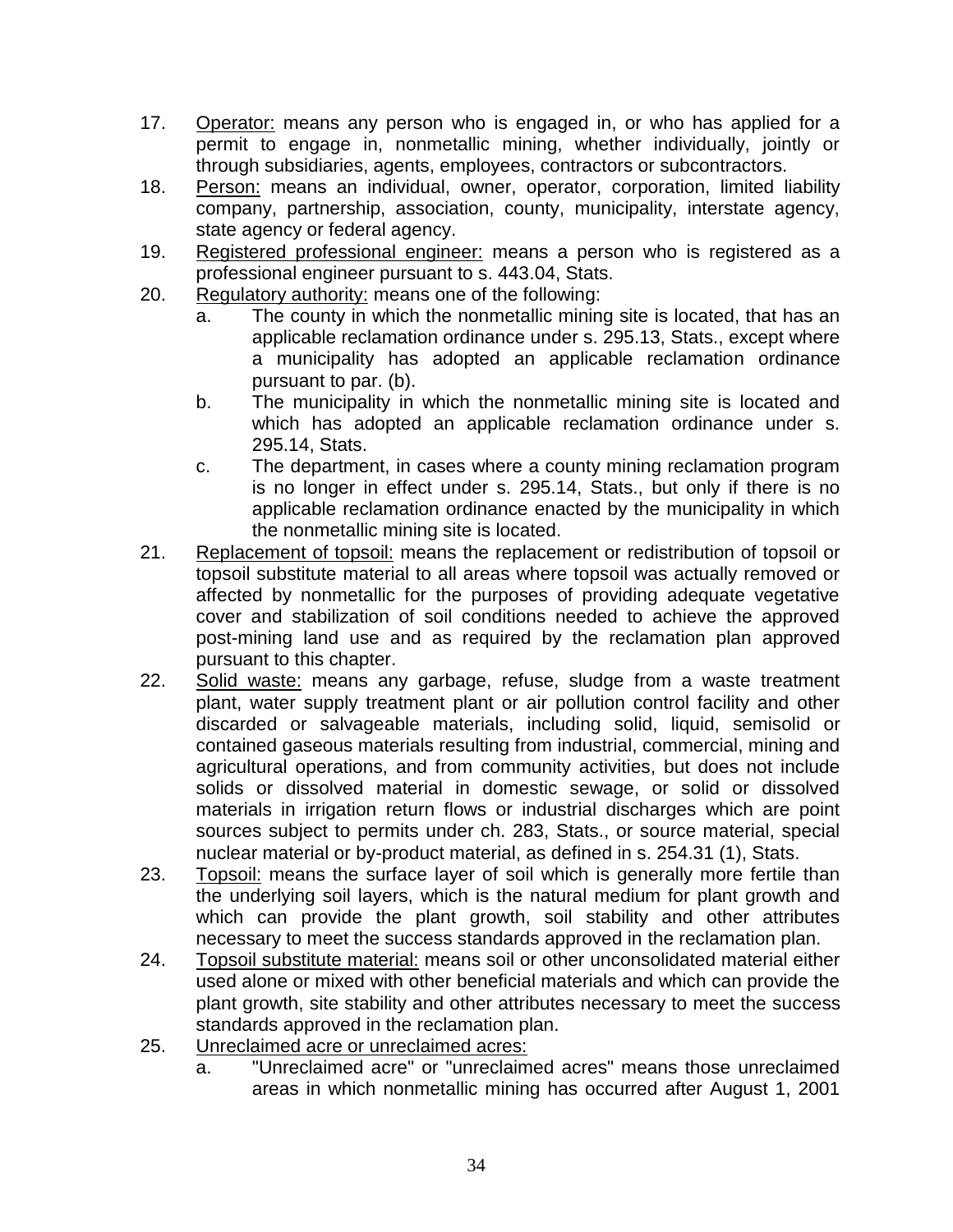17. Operator: means any person who is engaged in, or who has applied for a permit to engage in, nonmetallic mining, whether individually, jointly or through subsidiaries, agents, employees, contractors or subcontractors.
18. Person: means an individual, owner, operator, corporation, limited liability company, partnership, association, county, municipality, interstate agency, state agency or federal agency.
19. Registered professional engineer: means a person who is registered as a professional engineer pursuant to s. 443.04, Stats.
20. Regulatory authority: means one of the following:
    a. The county in which the nonmetallic mining site is located, that has an applicable reclamation ordinance under s. 295.13, Stats., except where a municipality has adopted an applicable reclamation ordinance pursuant to par. (b).
    b. The municipality in which the nonmetallic mining site is located and which has adopted an applicable reclamation ordinance under s. 295.14, Stats.
    c. The department, in cases where a county mining reclamation program is no longer in effect under s. 295.14, Stats., but only if there is no applicable reclamation ordinance enacted by the municipality in which the nonmetallic mining site is located.
21. Replacement of topsoil: means the replacement or redistribution of topsoil or topsoil substitute material to all areas where topsoil was actually removed or affected by nonmetallic for the purposes of providing adequate vegetative cover and stabilization of soil conditions needed to achieve the approved post-mining land use and as required by the reclamation plan approved pursuant to this chapter.
22. Solid waste: means any garbage, refuse, sludge from a waste treatment plant, water supply treatment plant or air pollution control facility and other discarded or salvageable materials, including solid, liquid, semisolid or contained gaseous materials resulting from industrial, commercial, mining and agricultural operations, and from community activities, but does not include solids or dissolved material in domestic sewage, or solid or dissolved materials in irrigation return flows or industrial discharges which are point sources subject to permits under ch. 283, Stats., or source material, special nuclear material or by-product material, as defined in s. 254.31 (1), Stats.
23. Topsoil: means the surface layer of soil which is generally more fertile than the underlying soil layers, which is the natural medium for plant growth and which can provide the plant growth, soil stability and other attributes necessary to meet the success standards approved in the reclamation plan.
24. Topsoil substitute material: means soil or other unconsolidated material either used alone or mixed with other beneficial materials and which can provide the plant growth, site stability and other attributes necessary to meet the success standards approved in the reclamation plan.
25. Unreclaimed acre or unreclaimed acres:
    a. "Unreclaimed acre" or "unreclaimed acres" means those unreclaimed areas in which nonmetallic mining has occurred after August 1, 2001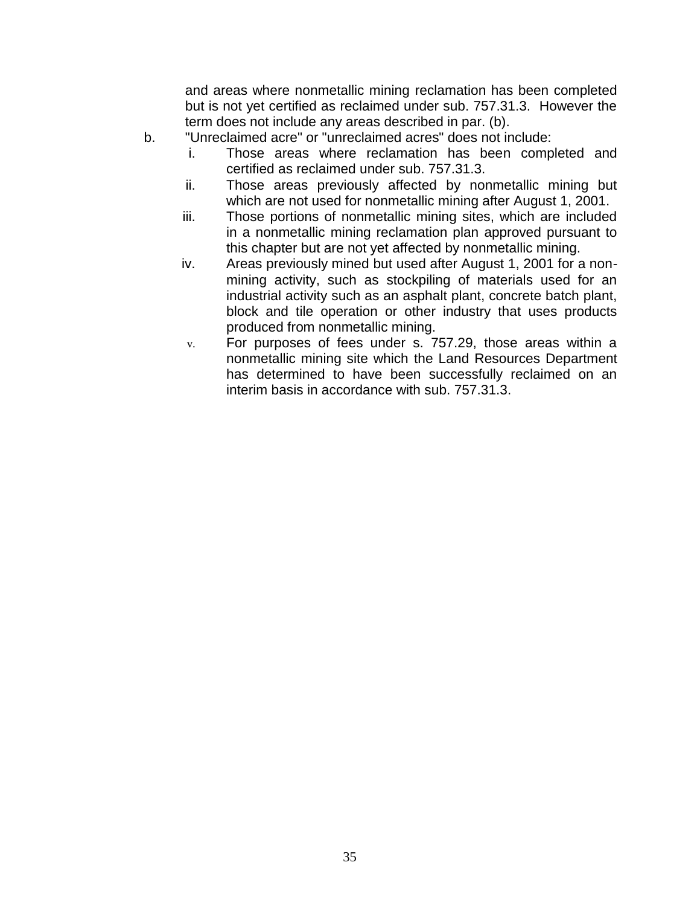and areas where nonmetallic mining reclamation has been completed but is not yet certified as reclaimed under sub. 757.31.3. However the term does not include any areas described in par. (b).

b. "Unreclaimed acre" or "unreclaimed acres" does not include:

   i. Those areas where reclamation has been completed and certified as reclaimed under sub. 757.31.3.

   ii. Those areas previously affected by nonmetallic mining but which are not used for nonmetallic mining after August 1, 2001.

   iii. Those portions of nonmetallic mining sites, which are included in a nonmetallic mining reclamation plan approved pursuant to this chapter but are not yet affected by nonmetallic mining.

   iv. Areas previously mined but used after August 1, 2001 for a non-mining activity, such as stockpiling of materials used for an industrial activity such as an asphalt plant, concrete batch plant, block and tile operation or other industry that uses products produced from nonmetallic mining.

   v. For purposes of fees under s. 757.29, those areas within a nonmetallic mining site which the Land Resources Department has determined to have been successfully reclaimed on an interim basis in accordance with sub. 757.31.3.